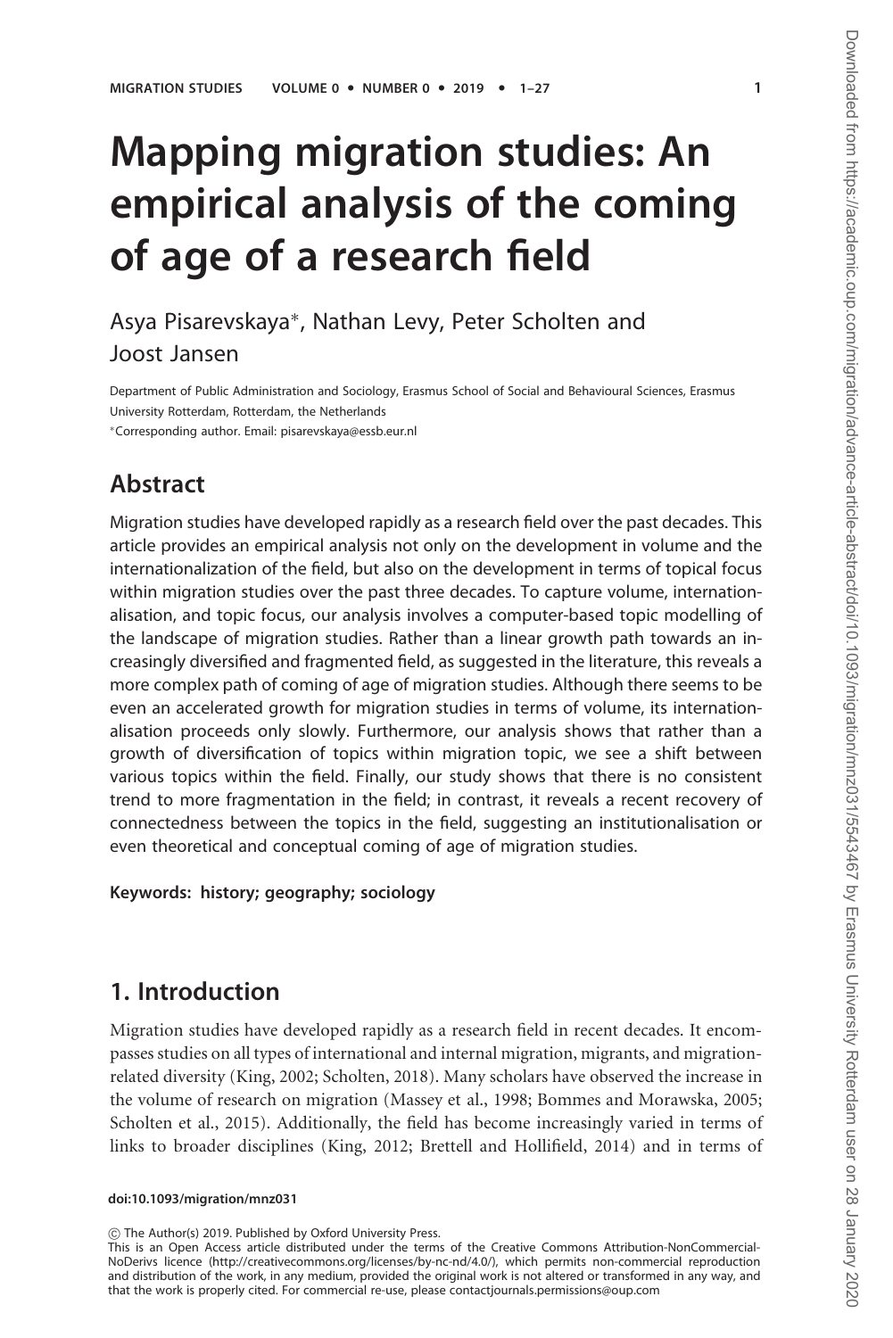# Mapping migration studies: An empirical analysis of the coming of age of a research field

Asya Pisarevskaya*, Nathan Levy, Peter Scholten and Joost Jansen

Department of Public Administration and Sociology, Erasmus School of Social and Behavioural Sciences, Erasmus University Rotterdam, Rotterdam, the Netherlands

*Corresponding author. Email: pisarevskaya@essb.eur.nl

## Abstract

Migration studies have developed rapidly as a research field over the past decades. This article provides an empirical analysis not only on the development in volume and the internationalization of the field, but also on the development in terms of topical focus within migration studies over the past three decades. To capture volume, internationalisation, and topic focus, our analysis involves a computer-based topic modelling of the landscape of migration studies. Rather than a linear growth path towards an increasingly diversified and fragmented field, as suggested in the literature, this reveals a more complex path of coming of age of migration studies. Although there seems to be even an accelerated growth for migration studies in terms of volume, its internationalisation proceeds only slowly. Furthermore, our analysis shows that rather than a growth of diversification of topics within migration topic, we see a shift between various topics within the field. Finally, our study shows that there is no consistent trend to more fragmentation in the field; in contrast, it reveals a recent recovery of connectedness between the topics in the field, suggesting an institutionalisation or even theoretical and conceptual coming of age of migration studies.

**Keywords: history; geography; sociology**

## 1. Introduction

Migration studies have developed rapidly as a research field in recent decades. It encompasses studies on all types of international and internal migration, migrants, and migration-related diversity (King, 2002; Scholten, 2018). Many scholars have observed the increase in the volume of research on migration (Massey et al., 1998; Bommes and Morawska, 2005; Scholten et al., 2015). Additionally, the field has become increasingly varied in terms of links to broader disciplines (King, 2012; Brettell and Hollifield, 2014) and in terms of

doi:10.1093/migration/mnz031

© The Author(s) 2019. Published by Oxford University Press.
This is an Open Access article distributed under the terms of the Creative Commons Attribution-NonCommercial-NoDerivs licence (http://creativecommons.org/licenses/by-nc-nd/4.0/), which permits non-commercial reproduction and distribution of the work, in any medium, provided the original work is not altered or transformed in any way, and that the work is properly cited. For commercial re-use, please contact journals.permissions@oup.com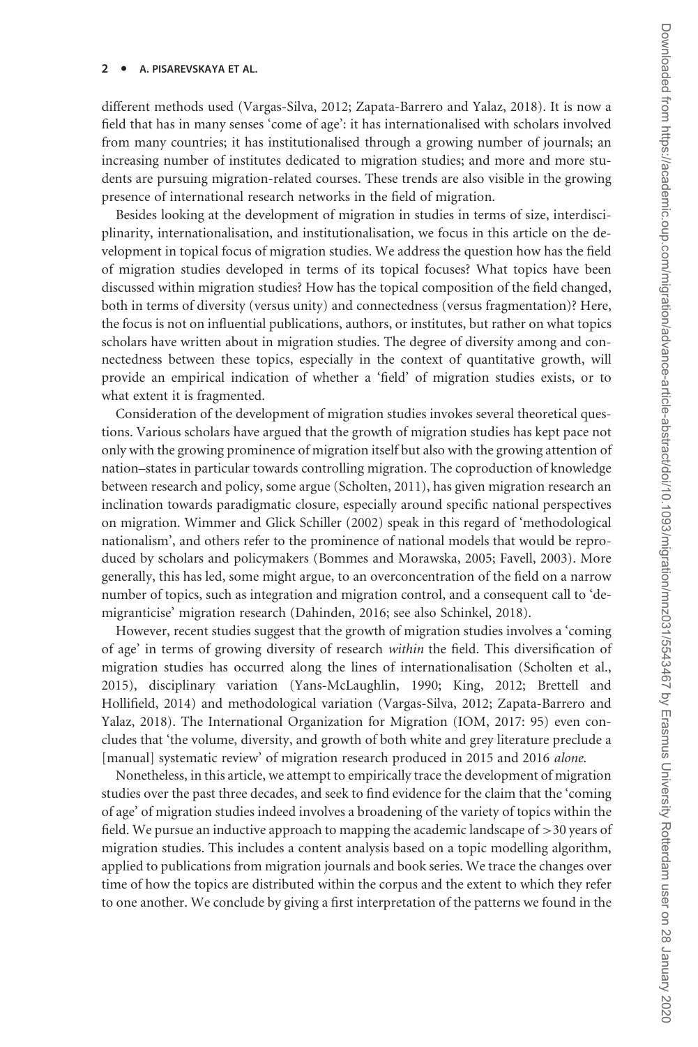different methods used (Vargas-Silva, 2012; Zapata-Barrero and Yalaz, 2018). It is now a field that has in many senses 'come of age': it has internationalised with scholars involved from many countries; it has institutionalised through a growing number of journals; an increasing number of institutes dedicated to migration studies; and more and more students are pursuing migration-related courses. These trends are also visible in the growing presence of international research networks in the field of migration.

Besides looking at the development of migration in studies in terms of size, interdisciplinarity, internationalisation, and institutionalisation, we focus in this article on the development in topical focus of migration studies. We address the question how has the field of migration studies developed in terms of its topical focuses? What topics have been discussed within migration studies? How has the topical composition of the field changed, both in terms of diversity (versus unity) and connectedness (versus fragmentation)? Here, the focus is not on influential publications, authors, or institutes, but rather on what topics scholars have written about in migration studies. The degree of diversity among and connectedness between these topics, especially in the context of quantitative growth, will provide an empirical indication of whether a 'field' of migration studies exists, or to what extent it is fragmented.

Consideration of the development of migration studies invokes several theoretical questions. Various scholars have argued that the growth of migration studies has kept pace not only with the growing prominence of migration itself but also with the growing attention of nation–states in particular towards controlling migration. The coproduction of knowledge between research and policy, some argue (Scholten, 2011), has given migration research an inclination towards paradigmatic closure, especially around specific national perspectives on migration. Wimmer and Glick Schiller (2002) speak in this regard of 'methodological nationalism', and others refer to the prominence of national models that would be reproduced by scholars and policymakers (Bommes and Morawska, 2005; Favell, 2003). More generally, this has led, some might argue, to an overconcentration of the field on a narrow number of topics, such as integration and migration control, and a consequent call to 'de-migranticise' migration research (Dahinden, 2016; see also Schinkel, 2018).

However, recent studies suggest that the growth of migration studies involves a 'coming of age' in terms of growing diversity of research *within* the field. This diversification of migration studies has occurred along the lines of internationalisation (Scholten et al., 2015), disciplinary variation (Yans-McLaughlin, 1990; King, 2012; Brettell and Hollifield, 2014) and methodological variation (Vargas-Silva, 2012; Zapata-Barrero and Yalaz, 2018). The International Organization for Migration (IOM, 2017: 95) even concludes that 'the volume, diversity, and growth of both white and grey literature preclude a [manual] systematic review' of migration research produced in 2015 and 2016 *alone*.

Nonetheless, in this article, we attempt to empirically trace the development of migration studies over the past three decades, and seek to find evidence for the claim that the 'coming of age' of migration studies indeed involves a broadening of the variety of topics within the field. We pursue an inductive approach to mapping the academic landscape of >30 years of migration studies. This includes a content analysis based on a topic modelling algorithm, applied to publications from migration journals and book series. We trace the changes over time of how the topics are distributed within the corpus and the extent to which they refer to one another. We conclude by giving a first interpretation of the patterns we found in the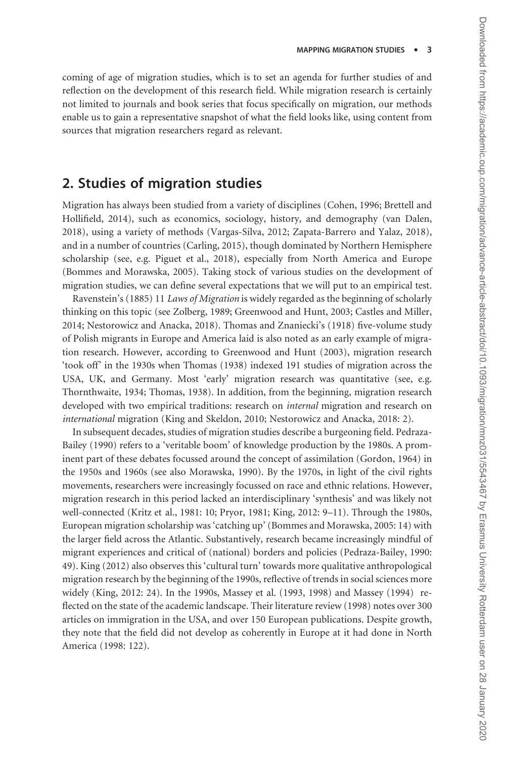coming of age of migration studies, which is to set an agenda for further studies of and reflection on the development of this research field. While migration research is certainly not limited to journals and book series that focus specifically on migration, our methods enable us to gain a representative snapshot of what the field looks like, using content from sources that migration researchers regard as relevant.

## 2. Studies of migration studies

Migration has always been studied from a variety of disciplines (Cohen, 1996; Brettell and Hollifield, 2014), such as economics, sociology, history, and demography (van Dalen, 2018), using a variety of methods (Vargas-Silva, 2012; Zapata-Barrero and Yalaz, 2018), and in a number of countries (Carling, 2015), though dominated by Northern Hemisphere scholarship (see, e.g. Piguet et al., 2018), especially from North America and Europe (Bommes and Morawska, 2005). Taking stock of various studies on the development of migration studies, we can define several expectations that we will put to an empirical test.

Ravenstein's (1885) 11 *Laws of Migration* is widely regarded as the beginning of scholarly thinking on this topic (see Zolberg, 1989; Greenwood and Hunt, 2003; Castles and Miller, 2014; Nestorowicz and Anacka, 2018). Thomas and Znaniecki's (1918) five-volume study of Polish migrants in Europe and America laid is also noted as an early example of migration research. However, according to Greenwood and Hunt (2003), migration research 'took off' in the 1930s when Thomas (1938) indexed 191 studies of migration across the USA, UK, and Germany. Most 'early' migration research was quantitative (see, e.g. Thornthwaite, 1934; Thomas, 1938). In addition, from the beginning, migration research developed with two empirical traditions: research on *internal* migration and research on *international* migration (King and Skeldon, 2010; Nestorowicz and Anacka, 2018: 2).

In subsequent decades, studies of migration studies describe a burgeoning field. Pedraza-Bailey (1990) refers to a 'veritable boom' of knowledge production by the 1980s. A prominent part of these debates focussed around the concept of assimilation (Gordon, 1964) in the 1950s and 1960s (see also Morawska, 1990). By the 1970s, in light of the civil rights movements, researchers were increasingly focussed on race and ethnic relations. However, migration research in this period lacked an interdisciplinary 'synthesis' and was likely not well-connected (Kritz et al., 1981: 10; Pryor, 1981; King, 2012: 9–11). Through the 1980s, European migration scholarship was 'catching up' (Bommes and Morawska, 2005: 14) with the larger field across the Atlantic. Substantively, research became increasingly mindful of migrant experiences and critical of (national) borders and policies (Pedraza-Bailey, 1990: 49). King (2012) also observes this 'cultural turn' towards more qualitative anthropological migration research by the beginning of the 1990s, reflective of trends in social sciences more widely (King, 2012: 24). In the 1990s, Massey et al. (1993, 1998) and Massey (1994) reflected on the state of the academic landscape. Their literature review (1998) notes over 300 articles on immigration in the USA, and over 150 European publications. Despite growth, they note that the field did not develop as coherently in Europe at it had done in North America (1998: 122).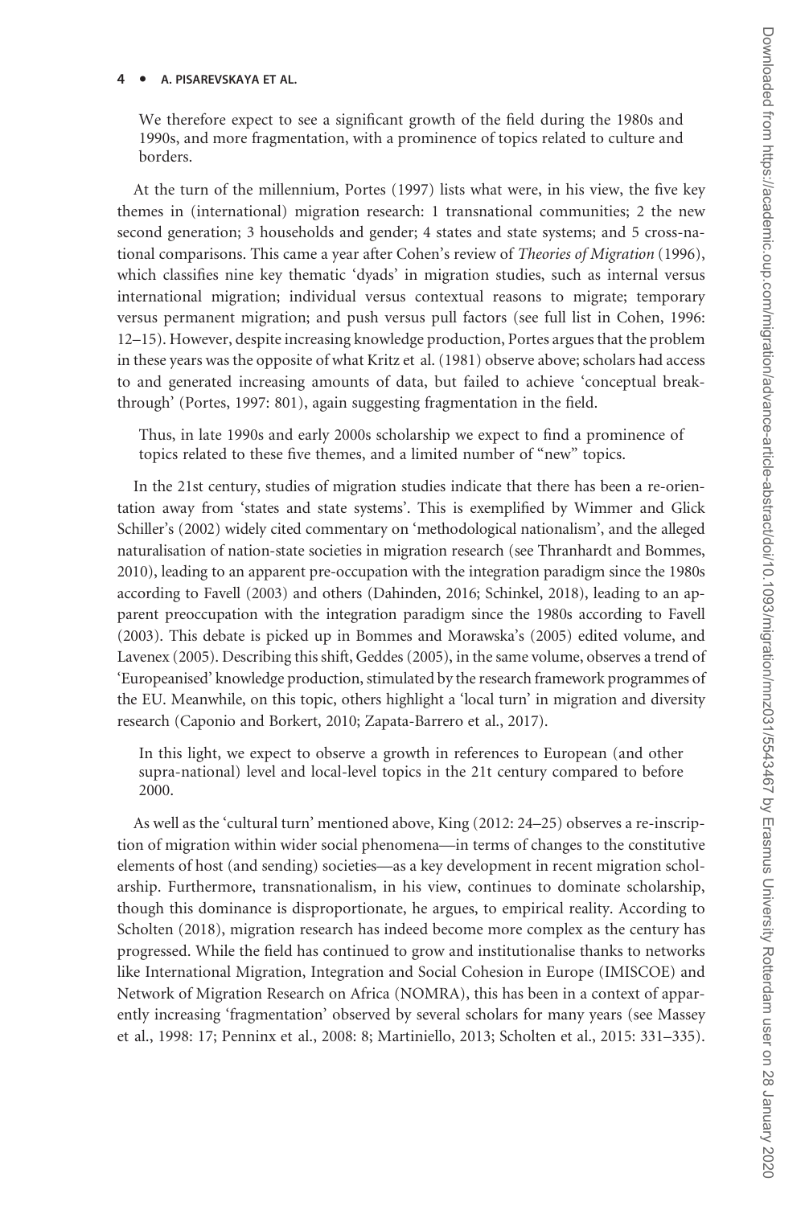We therefore expect to see a significant growth of the field during the 1980s and 1990s, and more fragmentation, with a prominence of topics related to culture and borders.

At the turn of the millennium, Portes (1997) lists what were, in his view, the five key themes in (international) migration research: 1 transnational communities; 2 the new second generation; 3 households and gender; 4 states and state systems; and 5 cross-national comparisons. This came a year after Cohen's review of *Theories of Migration* (1996), which classifies nine key thematic 'dyads' in migration studies, such as internal versus international migration; individual versus contextual reasons to migrate; temporary versus permanent migration; and push versus pull factors (see full list in Cohen, 1996: 12–15). However, despite increasing knowledge production, Portes argues that the problem in these years was the opposite of what Kritz et al. (1981) observe above; scholars had access to and generated increasing amounts of data, but failed to achieve 'conceptual breakthrough' (Portes, 1997: 801), again suggesting fragmentation in the field.

Thus, in late 1990s and early 2000s scholarship we expect to find a prominence of topics related to these five themes, and a limited number of "new" topics.

In the 21st century, studies of migration studies indicate that there has been a re-orientation away from 'states and state systems'. This is exemplified by Wimmer and Glick Schiller's (2002) widely cited commentary on 'methodological nationalism', and the alleged naturalisation of nation-state societies in migration research (see Thranhardt and Bommes, 2010), leading to an apparent pre-occupation with the integration paradigm since the 1980s according to Favell (2003) and others (Dahinden, 2016; Schinkel, 2018), leading to an apparent preoccupation with the integration paradigm since the 1980s according to Favell (2003). This debate is picked up in Bommes and Morawska's (2005) edited volume, and Lavenex (2005). Describing this shift, Geddes (2005), in the same volume, observes a trend of 'Europeanised' knowledge production, stimulated by the research framework programmes of the EU. Meanwhile, on this topic, others highlight a 'local turn' in migration and diversity research (Caponio and Borkert, 2010; Zapata-Barrero et al., 2017).

In this light, we expect to observe a growth in references to European (and other supra-national) level and local-level topics in the 21t century compared to before 2000.

As well as the 'cultural turn' mentioned above, King (2012: 24–25) observes a re-inscription of migration within wider social phenomena—in terms of changes to the constitutive elements of host (and sending) societies—as a key development in recent migration scholarship. Furthermore, transnationalism, in his view, continues to dominate scholarship, though this dominance is disproportionate, he argues, to empirical reality. According to Scholten (2018), migration research has indeed become more complex as the century has progressed. While the field has continued to grow and institutionalise thanks to networks like International Migration, Integration and Social Cohesion in Europe (IMISCOE) and Network of Migration Research on Africa (NOMRA), this has been in a context of apparently increasing 'fragmentation' observed by several scholars for many years (see Massey et al., 1998: 17; Penninx et al., 2008: 8; Martiniello, 2013; Scholten et al., 2015: 331–335).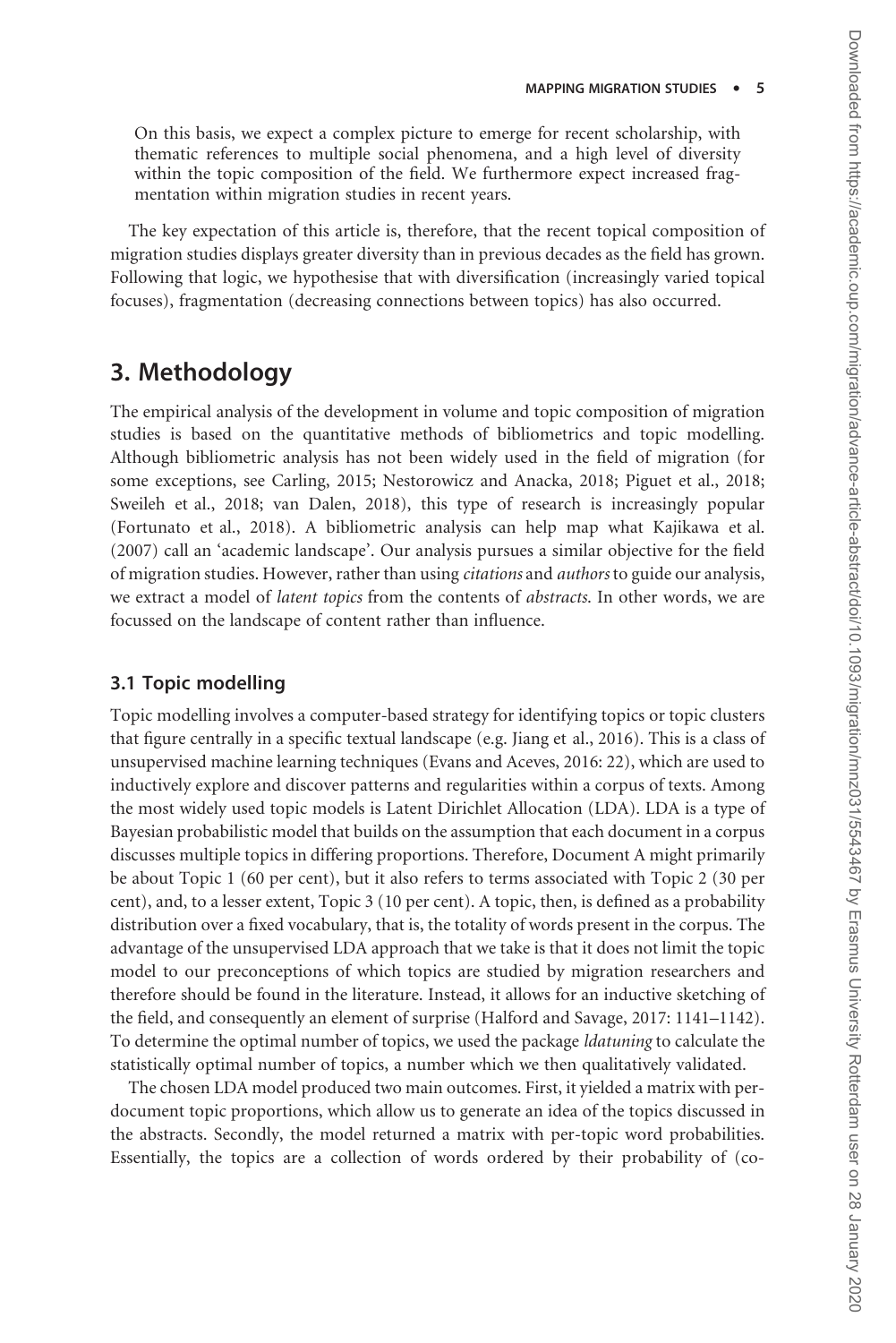On this basis, we expect a complex picture to emerge for recent scholarship, with thematic references to multiple social phenomena, and a high level of diversity within the topic composition of the field. We furthermore expect increased fragmentation within migration studies in recent years.

The key expectation of this article is, therefore, that the recent topical composition of migration studies displays greater diversity than in previous decades as the field has grown. Following that logic, we hypothesise that with diversification (increasingly varied topical focuses), fragmentation (decreasing connections between topics) has also occurred.

## 3. Methodology

The empirical analysis of the development in volume and topic composition of migration studies is based on the quantitative methods of bibliometrics and topic modelling. Although bibliometric analysis has not been widely used in the field of migration (for some exceptions, see Carling, 2015; Nestorowicz and Anacka, 2018; Piguet et al., 2018; Sweileh et al., 2018; van Dalen, 2018), this type of research is increasingly popular (Fortunato et al., 2018). A bibliometric analysis can help map what Kajikawa et al. (2007) call an 'academic landscape'. Our analysis pursues a similar objective for the field of migration studies. However, rather than using *citations* and *authors* to guide our analysis, we extract a model of *latent topics* from the contents of *abstracts*. In other words, we are focussed on the landscape of content rather than influence.

### 3.1 Topic modelling

Topic modelling involves a computer-based strategy for identifying topics or topic clusters that figure centrally in a specific textual landscape (e.g. Jiang et al., 2016). This is a class of unsupervised machine learning techniques (Evans and Aceves, 2016: 22), which are used to inductively explore and discover patterns and regularities within a corpus of texts. Among the most widely used topic models is Latent Dirichlet Allocation (LDA). LDA is a type of Bayesian probabilistic model that builds on the assumption that each document in a corpus discusses multiple topics in differing proportions. Therefore, Document A might primarily be about Topic 1 (60 per cent), but it also refers to terms associated with Topic 2 (30 per cent), and, to a lesser extent, Topic 3 (10 per cent). A topic, then, is defined as a probability distribution over a fixed vocabulary, that is, the totality of words present in the corpus. The advantage of the unsupervised LDA approach that we take is that it does not limit the topic model to our preconceptions of which topics are studied by migration researchers and therefore should be found in the literature. Instead, it allows for an inductive sketching of the field, and consequently an element of surprise (Halford and Savage, 2017: 1141–1142). To determine the optimal number of topics, we used the package *ldatuning* to calculate the statistically optimal number of topics, a number which we then qualitatively validated.

The chosen LDA model produced two main outcomes. First, it yielded a matrix with per-document topic proportions, which allow us to generate an idea of the topics discussed in the abstracts. Secondly, the model returned a matrix with per-topic word probabilities. Essentially, the topics are a collection of words ordered by their probability of (co-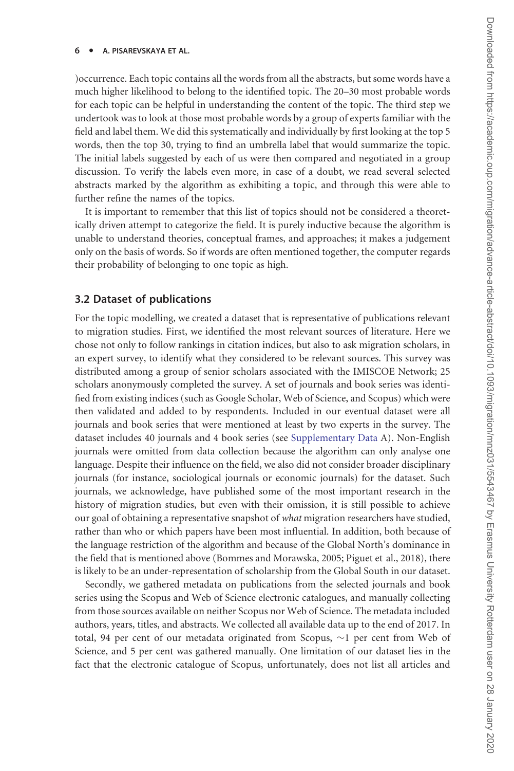)occurrence. Each topic contains all the words from all the abstracts, but some words have a much higher likelihood to belong to the identified topic. The 20–30 most probable words for each topic can be helpful in understanding the content of the topic. The third step we undertook was to look at those most probable words by a group of experts familiar with the field and label them. We did this systematically and individually by first looking at the top 5 words, then the top 30, trying to find an umbrella label that would summarize the topic. The initial labels suggested by each of us were then compared and negotiated in a group discussion. To verify the labels even more, in case of a doubt, we read several selected abstracts marked by the algorithm as exhibiting a topic, and through this were able to further refine the names of the topics.

It is important to remember that this list of topics should not be considered a theoretically driven attempt to categorize the field. It is purely inductive because the algorithm is unable to understand theories, conceptual frames, and approaches; it makes a judgement only on the basis of words. So if words are often mentioned together, the computer regards their probability of belonging to one topic as high.

### 3.2 Dataset of publications

For the topic modelling, we created a dataset that is representative of publications relevant to migration studies. First, we identified the most relevant sources of literature. Here we chose not only to follow rankings in citation indices, but also to ask migration scholars, in an expert survey, to identify what they considered to be relevant sources. This survey was distributed among a group of senior scholars associated with the IMISCOE Network; 25 scholars anonymously completed the survey. A set of journals and book series was identified from existing indices (such as Google Scholar, Web of Science, and Scopus) which were then validated and added to by respondents. Included in our eventual dataset were all journals and book series that were mentioned at least by two experts in the survey. The dataset includes 40 journals and 4 book series (see Supplementary Data A). Non-English journals were omitted from data collection because the algorithm can only analyse one language. Despite their influence on the field, we also did not consider broader disciplinary journals (for instance, sociological journals or economic journals) for the dataset. Such journals, we acknowledge, have published some of the most important research in the history of migration studies, but even with their omission, it is still possible to achieve our goal of obtaining a representative snapshot of *what* migration researchers have studied, rather than who or which papers have been most influential. In addition, both because of the language restriction of the algorithm and because of the Global North's dominance in the field that is mentioned above (Bommes and Morawska, 2005; Piguet et al., 2018), there is likely to be an under-representation of scholarship from the Global South in our dataset.

Secondly, we gathered metadata on publications from the selected journals and book series using the Scopus and Web of Science electronic catalogues, and manually collecting from those sources available on neither Scopus nor Web of Science. The metadata included authors, years, titles, and abstracts. We collected all available data up to the end of 2017. In total, 94 per cent of our metadata originated from Scopus, ~1 per cent from Web of Science, and 5 per cent was gathered manually. One limitation of our dataset lies in the fact that the electronic catalogue of Scopus, unfortunately, does not list all articles and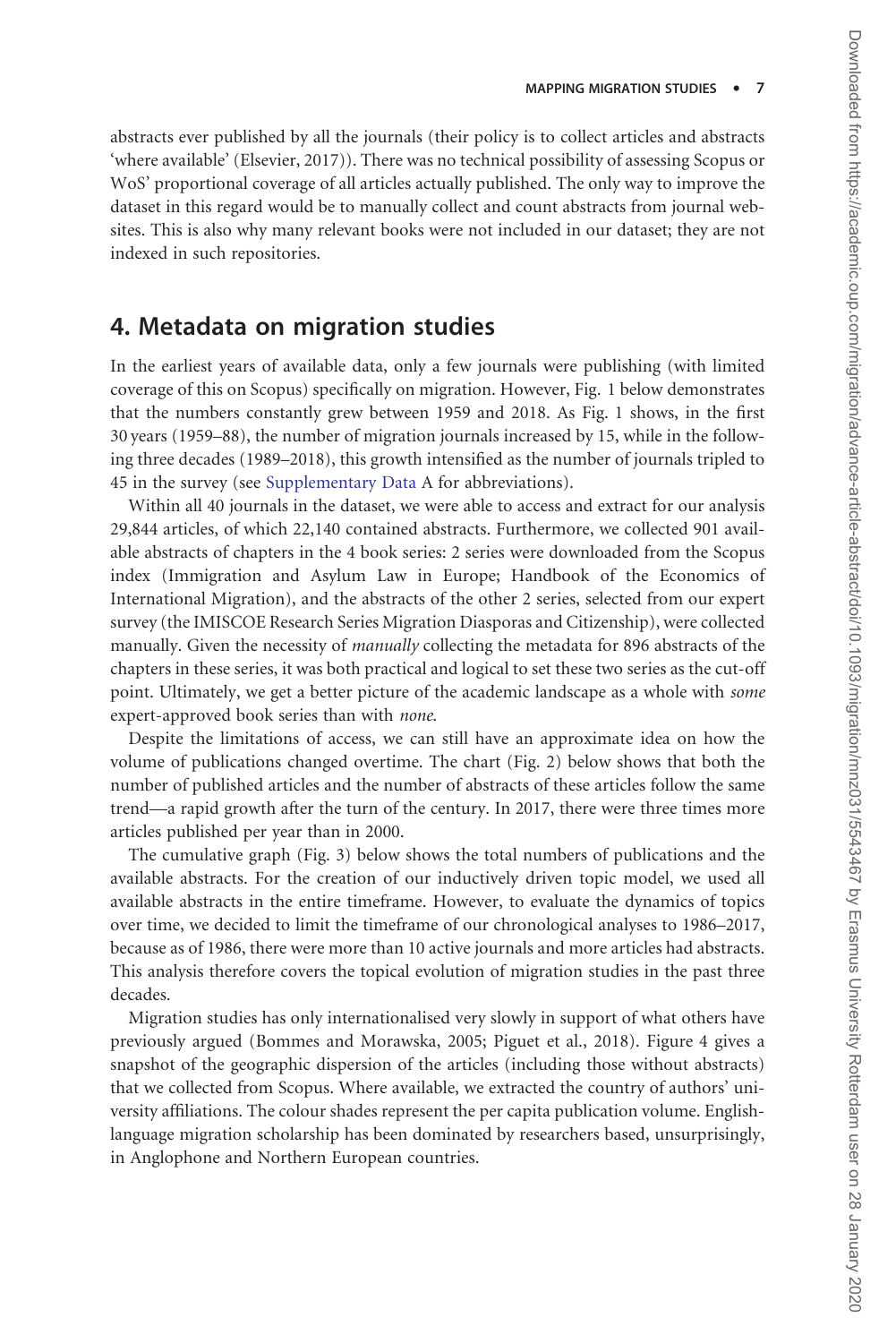abstracts ever published by all the journals (their policy is to collect articles and abstracts 'where available' (Elsevier, 2017)). There was no technical possibility of assessing Scopus or WoS' proportional coverage of all articles actually published. The only way to improve the dataset in this regard would be to manually collect and count abstracts from journal websites. This is also why many relevant books were not included in our dataset; they are not indexed in such repositories.

## 4. Metadata on migration studies

In the earliest years of available data, only a few journals were publishing (with limited coverage of this on Scopus) specifically on migration. However, Fig. 1 below demonstrates that the numbers constantly grew between 1959 and 2018. As Fig. 1 shows, in the first 30 years (1959–88), the number of migration journals increased by 15, while in the following three decades (1989–2018), this growth intensified as the number of journals tripled to 45 in the survey (see Supplementary Data A for abbreviations).

Within all 40 journals in the dataset, we were able to access and extract for our analysis 29,844 articles, of which 22,140 contained abstracts. Furthermore, we collected 901 available abstracts of chapters in the 4 book series: 2 series were downloaded from the Scopus index (Immigration and Asylum Law in Europe; Handbook of the Economics of International Migration), and the abstracts of the other 2 series, selected from our expert survey (the IMISCOE Research Series Migration Diasporas and Citizenship), were collected manually. Given the necessity of *manually* collecting the metadata for 896 abstracts of the chapters in these series, it was both practical and logical to set these two series as the cut-off point. Ultimately, we get a better picture of the academic landscape as a whole with *some* expert-approved book series than with *none.*

Despite the limitations of access, we can still have an approximate idea on how the volume of publications changed overtime. The chart (Fig. 2) below shows that both the number of published articles and the number of abstracts of these articles follow the same trend—a rapid growth after the turn of the century. In 2017, there were three times more articles published per year than in 2000.

The cumulative graph (Fig. 3) below shows the total numbers of publications and the available abstracts. For the creation of our inductively driven topic model, we used all available abstracts in the entire timeframe. However, to evaluate the dynamics of topics over time, we decided to limit the timeframe of our chronological analyses to 1986–2017, because as of 1986, there were more than 10 active journals and more articles had abstracts. This analysis therefore covers the topical evolution of migration studies in the past three decades.

Migration studies has only internationalised very slowly in support of what others have previously argued (Bommes and Morawska, 2005; Piguet et al., 2018). Figure 4 gives a snapshot of the geographic dispersion of the articles (including those without abstracts) that we collected from Scopus. Where available, we extracted the country of authors' university affiliations. The colour shades represent the per capita publication volume. English-language migration scholarship has been dominated by researchers based, unsurprisingly, in Anglophone and Northern European countries.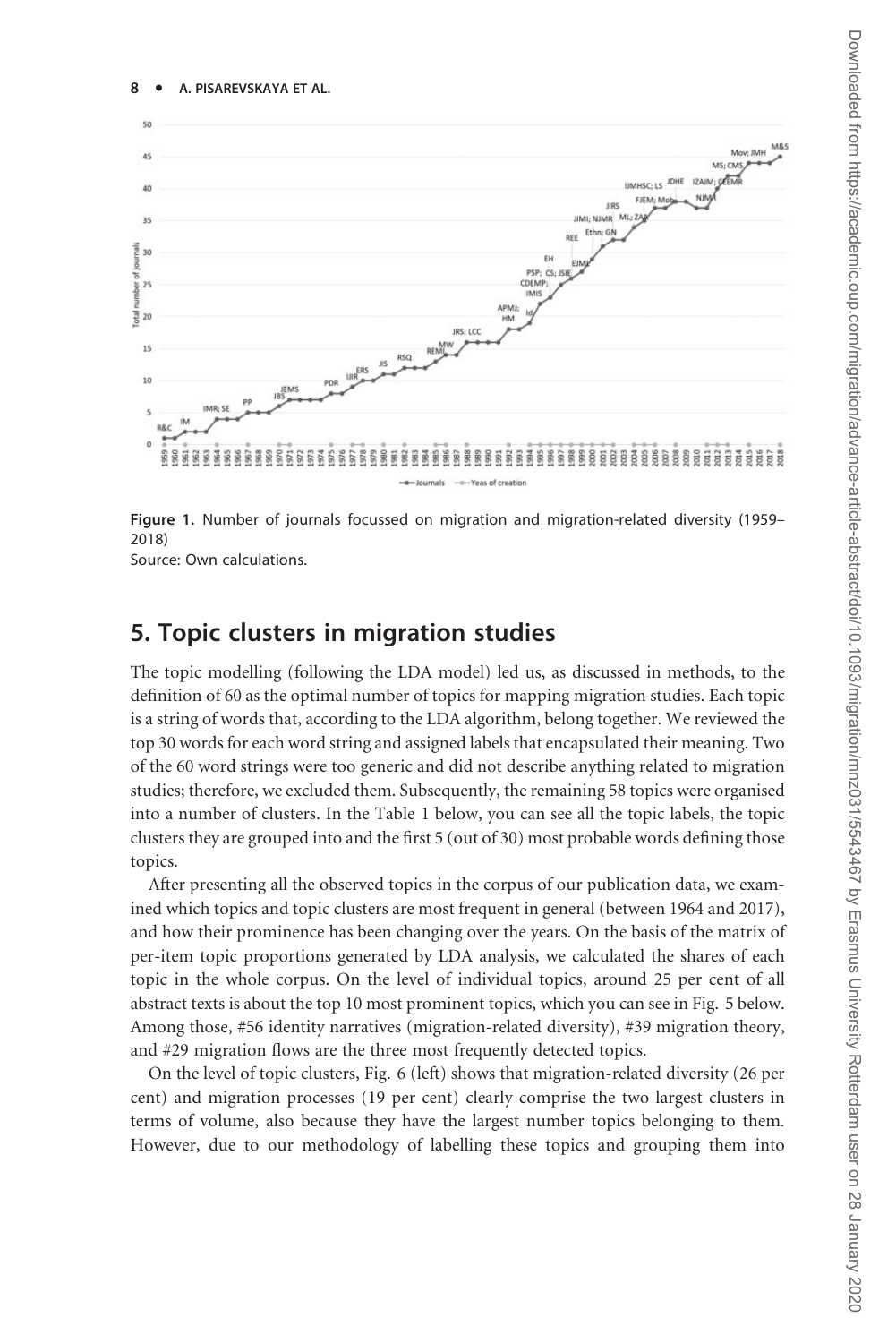Figure 1. Number of journals focussed on migration and migration-related diversity (1959–2018)
Source: Own calculations.

## 5. Topic clusters in migration studies

The topic modelling (following the LDA model) led us, as discussed in methods, to the definition of 60 as the optimal number of topics for mapping migration studies. Each topic is a string of words that, according to the LDA algorithm, belong together. We reviewed the top 30 words for each word string and assigned labels that encapsulated their meaning. Two of the 60 word strings were too generic and did not describe anything related to migration studies; therefore, we excluded them. Subsequently, the remaining 58 topics were organised into a number of clusters. In the Table 1 below, you can see all the topic labels, the topic clusters they are grouped into and the first 5 (out of 30) most probable words defining those topics.

After presenting all the observed topics in the corpus of our publication data, we examined which topics and topic clusters are most frequent in general (between 1964 and 2017), and how their prominence has been changing over the years. On the basis of the matrix of per-item topic proportions generated by LDA analysis, we calculated the shares of each topic in the whole corpus. On the level of individual topics, around 25 per cent of all abstract texts is about the top 10 most prominent topics, which you can see in Fig. 5 below. Among those, #56 identity narratives (migration-related diversity), #39 migration theory, and #29 migration flows are the three most frequently detected topics.

On the level of topic clusters, Fig. 6 (left) shows that migration-related diversity (26 per cent) and migration processes (19 per cent) clearly comprise the two largest clusters in terms of volume, also because they have the largest number topics belonging to them. However, due to our methodology of labelling these topics and grouping them into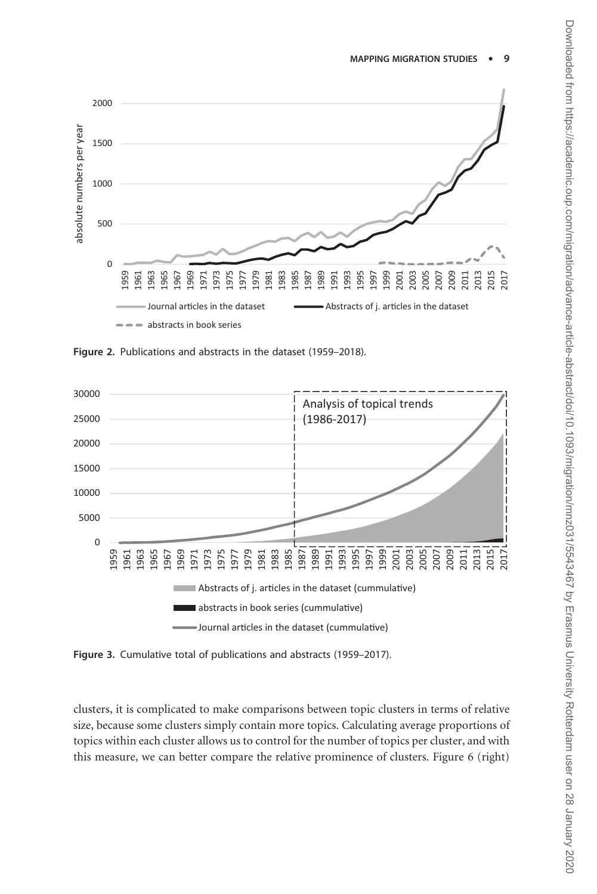**Figure 2.** Publications and abstracts in the dataset (1959–2018).

**Figure 3.** Cumulative total of publications and abstracts (1959–2017).

clusters, it is complicated to make comparisons between topic clusters in terms of relative size, because some clusters simply contain more topics. Calculating average proportions of topics within each cluster allows us to control for the number of topics per cluster, and with this measure, we can better compare the relative prominence of clusters. Figure 6 (right)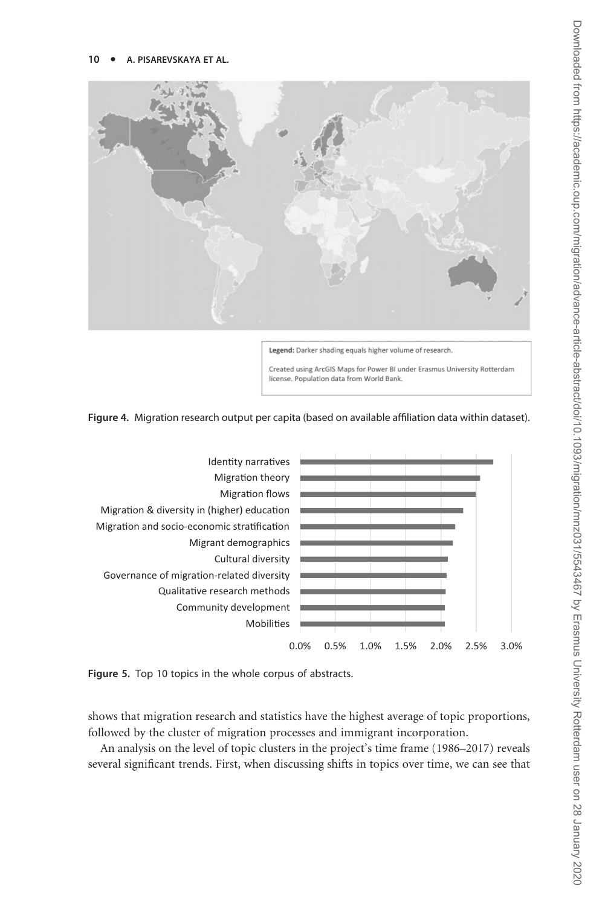Legend: Darker shading equals higher volume of research.

Created using ArcGIS Maps for Power BI under Erasmus University Rotterdam license. Population data from World Bank.

**Figure 4.** Migration research output per capita (based on available affiliation data within dataset).

**Figure 5.** Top 10 topics in the whole corpus of abstracts.

shows that migration research and statistics have the highest average of topic proportions, followed by the cluster of migration processes and immigrant incorporation.

An analysis on the level of topic clusters in the project's time frame (1986–2017) reveals several significant trends. First, when discussing shifts in topics over time, we can see that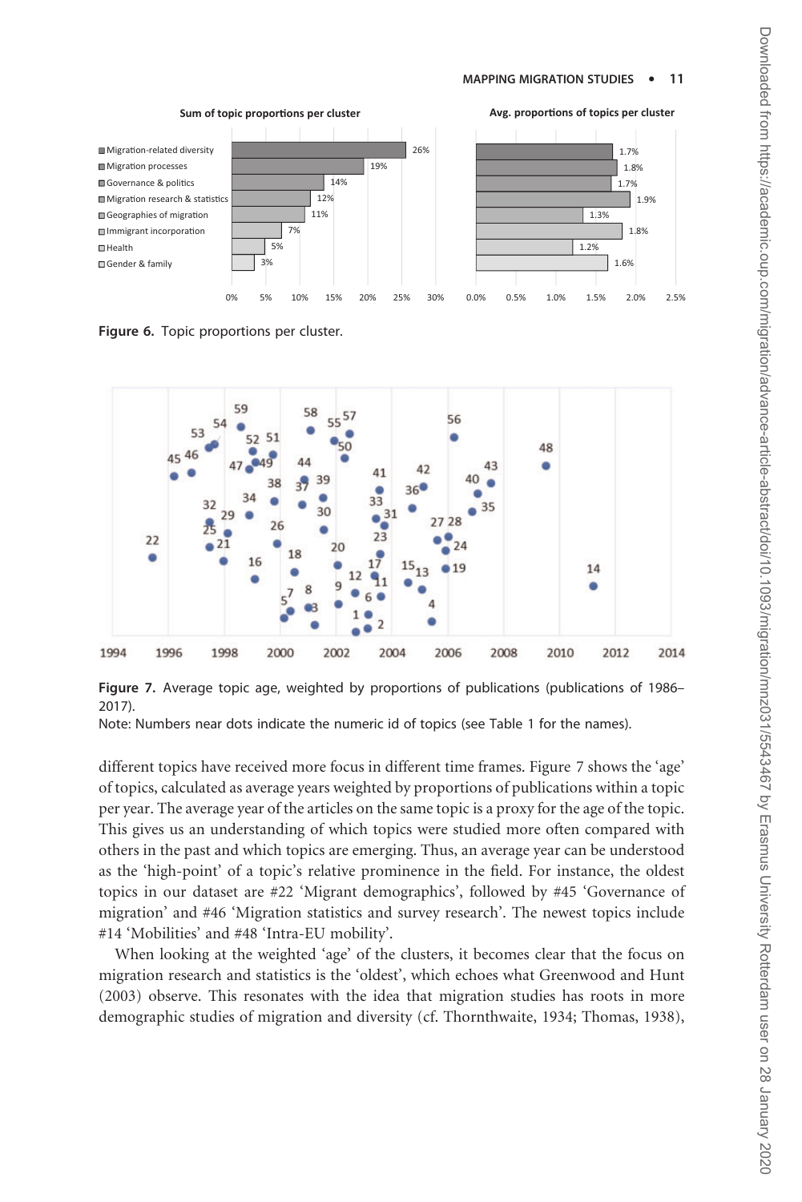**Figure 6.** Topic proportions per cluster.

**Figure 7.** Average topic age, weighted by proportions of publications (publications of 1986–2017).

Note: Numbers near dots indicate the numeric id of topics (see Table 1 for the names).

different topics have received more focus in different time frames. Figure 7 shows the 'age' of topics, calculated as average years weighted by proportions of publications within a topic per year. The average year of the articles on the same topic is a proxy for the age of the topic. This gives us an understanding of which topics were studied more often compared with others in the past and which topics are emerging. Thus, an average year can be understood as the 'high-point' of a topic's relative prominence in the field. For instance, the oldest topics in our dataset are #22 'Migrant demographics', followed by #45 'Governance of migration' and #46 'Migration statistics and survey research'. The newest topics include #14 'Mobilities' and #48 'Intra-EU mobility'.

When looking at the weighted 'age' of the clusters, it becomes clear that the focus on migration research and statistics is the 'oldest', which echoes what Greenwood and Hunt (2003) observe. This resonates with the idea that migration studies has roots in more demographic studies of migration and diversity (cf. Thornthwaite, 1934; Thomas, 1938),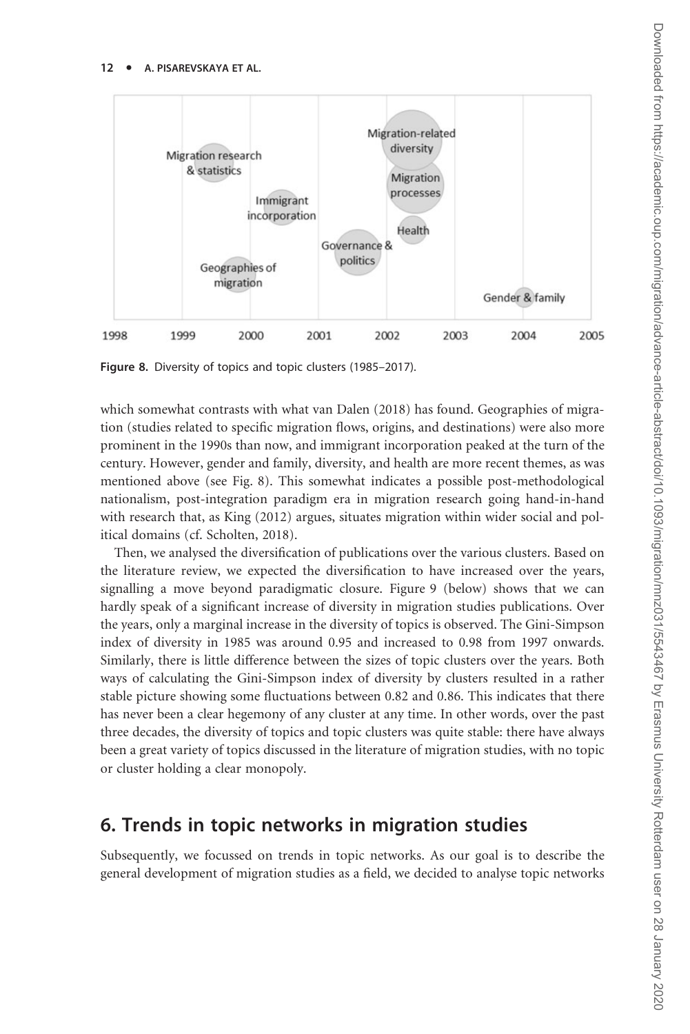Figure 8. Diversity of topics and topic clusters (1985–2017).

which somewhat contrasts with what van Dalen (2018) has found. Geographies of migration (studies related to specific migration flows, origins, and destinations) were also more prominent in the 1990s than now, and immigrant incorporation peaked at the turn of the century. However, gender and family, diversity, and health are more recent themes, as was mentioned above (see Fig. 8). This somewhat indicates a possible post-methodological nationalism, post-integration paradigm era in migration research going hand-in-hand with research that, as King (2012) argues, situates migration within wider social and political domains (cf. Scholten, 2018).

Then, we analysed the diversification of publications over the various clusters. Based on the literature review, we expected the diversification to have increased over the years, signalling a move beyond paradigmatic closure. Figure 9 (below) shows that we can hardly speak of a significant increase of diversity in migration studies publications. Over the years, only a marginal increase in the diversity of topics is observed. The Gini-Simpson index of diversity in 1985 was around 0.95 and increased to 0.98 from 1997 onwards. Similarly, there is little difference between the sizes of topic clusters over the years. Both ways of calculating the Gini-Simpson index of diversity by clusters resulted in a rather stable picture showing some fluctuations between 0.82 and 0.86. This indicates that there has never been a clear hegemony of any cluster at any time. In other words, over the past three decades, the diversity of topics and topic clusters was quite stable: there have always been a great variety of topics discussed in the literature of migration studies, with no topic or cluster holding a clear monopoly.

## 6. Trends in topic networks in migration studies

Subsequently, we focussed on trends in topic networks. As our goal is to describe the general development of migration studies as a field, we decided to analyse topic networks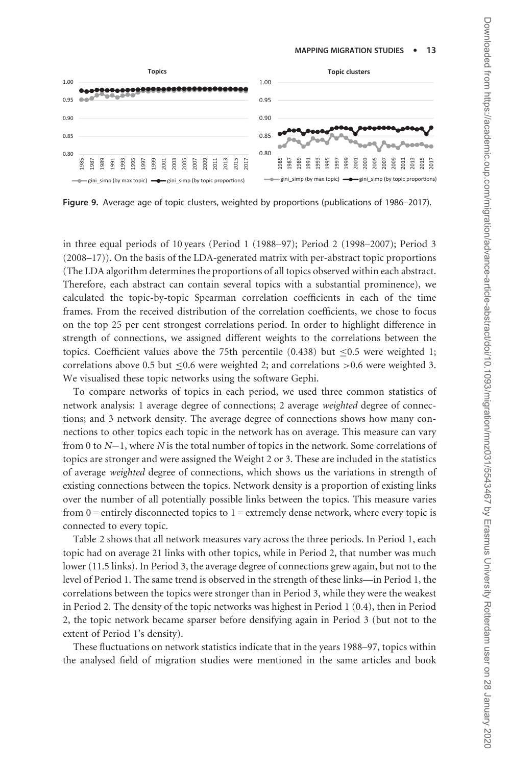Figure 9. Average age of topic clusters, weighted by proportions (publications of 1986–2017).

in three equal periods of 10 years (Period 1 (1988–97); Period 2 (1998–2007); Period 3 (2008–17)). On the basis of the LDA-generated matrix with per-abstract topic proportions (The LDA algorithm determines the proportions of all topics observed within each abstract. Therefore, each abstract can contain several topics with a substantial prominence), we calculated the topic-by-topic Spearman correlation coefficients in each of the time frames. From the received distribution of the correlation coefficients, we chose to focus on the top 25 per cent strongest correlations period. In order to highlight difference in strength of connections, we assigned different weights to the correlations between the topics. Coefficient values above the 75th percentile (0.438) but ≤0.5 were weighted 1; correlations above 0.5 but ≤0.6 were weighted 2; and correlations >0.6 were weighted 3. We visualised these topic networks using the software Gephi.

To compare networks of topics in each period, we used three common statistics of network analysis: 1 average degree of connections; 2 average *weighted* degree of connections; and 3 network density. The average degree of connections shows how many connections to other topics each topic in the network has on average. This measure can vary from 0 to $N-1$, where $N$ is the total number of topics in the network. Some correlations of topics are stronger and were assigned the Weight 2 or 3. These are included in the statistics of average *weighted* degree of connections, which shows us the variations in strength of existing connections between the topics. Network density is a proportion of existing links over the number of all potentially possible links between the topics. This measure varies from 0 = entirely disconnected topics to 1 = extremely dense network, where every topic is connected to every topic.

Table 2 shows that all network measures vary across the three periods. In Period 1, each topic had on average 21 links with other topics, while in Period 2, that number was much lower (11.5 links). In Period 3, the average degree of connections grew again, but not to the level of Period 1. The same trend is observed in the strength of these links—in Period 1, the correlations between the topics were stronger than in Period 3, while they were the weakest in Period 2. The density of the topic networks was highest in Period 1 (0.4), then in Period 2, the topic network became sparser before densifying again in Period 3 (but not to the extent of Period 1's density).

These fluctuations on network statistics indicate that in the years 1988–97, topics within the analysed field of migration studies were mentioned in the same articles and book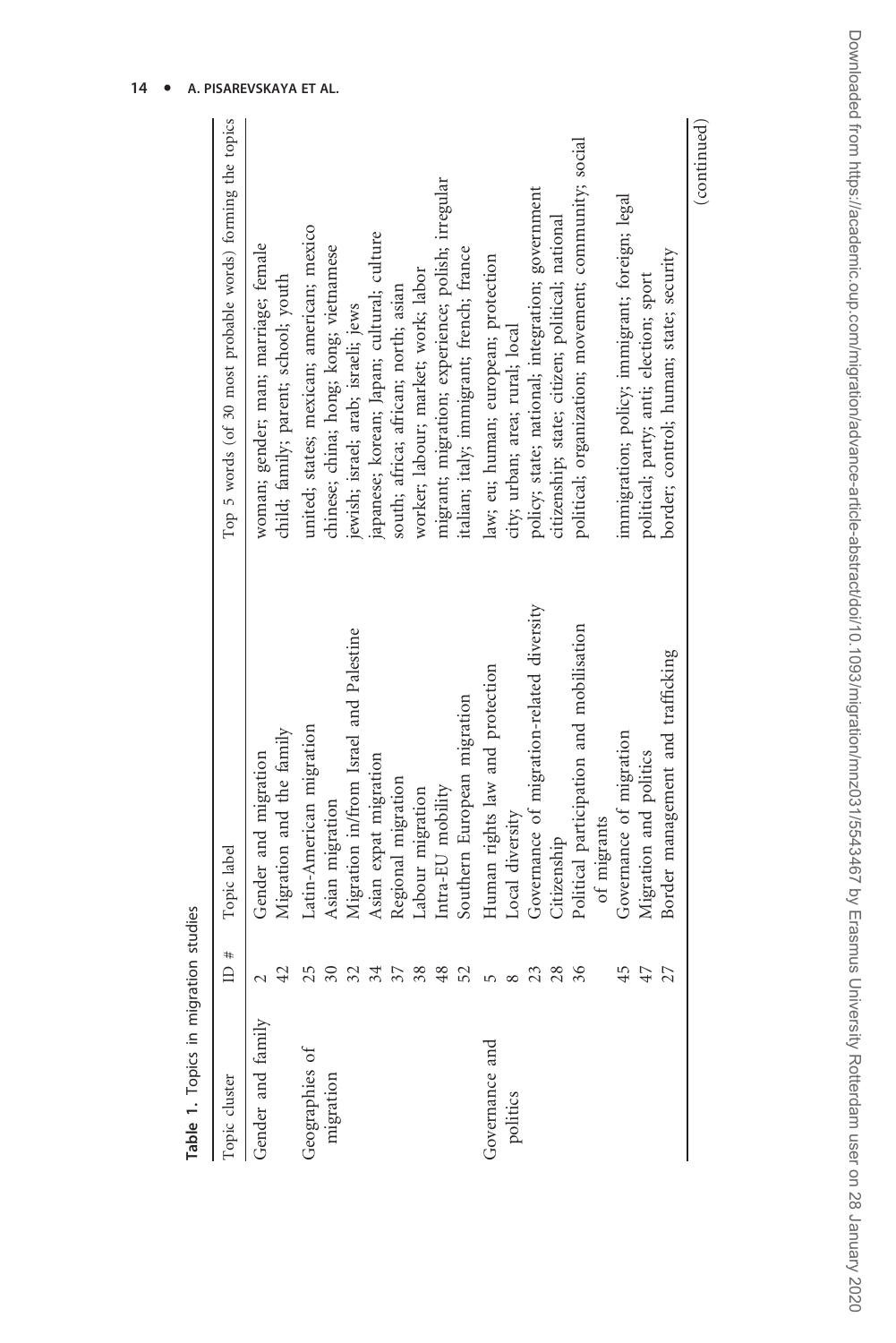**Table 1.** Topics in migration studies

| Topic cluster | ID # | Topic label | Top 5 words (of 30 most probable words) forming the topics |
|---|---|---|---|
| Gender and family | 2 | Gender and migration | woman; gender; man; marriage; female |
| | 42 | Migration and the family | child; family; parent; school; youth |
| Geographies of migration | 25 | Latin-American migration | united; states; mexican; american; mexico |
| | 30 | Asian migration | chinese; china; hong; kong; vietnamese |
| | 32 | Migration in/from Israel and Palestine | jewish; israel; arab; israeli; jews |
| | 34 | Asian expat migration | japanese; korean; japan; cultural; culture |
| | 37 | Regional migration | south; africa; african; north; asian |
| | 38 | Labour migration | worker; labour; market; work; labor |
| | 48 | Intra-EU mobility | migrant; migration; experience; polish; irregular |
| | 52 | Southern European migration | italian; italy; immigrant; french; france |
| Governance and politics | 5 | Human rights law and protection | law; eu; human; european; protection |
| | 8 | Local diversity | city; urban; area; rural; local |
| | 23 | Governance of migration-related diversity | policy; state; national; integration; government |
| | 28 | Citizenship | citizenship; state; citizen; political; national |
| | 36 | Political participation and mobilisation of migrants | political; organization; movement; community; social |
| | 45 | Governance of migration | immigration; policy; immigrant; foreign; legal |
| | 47 | Migration and politics | political; party; anti; election; sport |
| | 27 | Border management and trafficking | border; control; human; state; security |

(continued)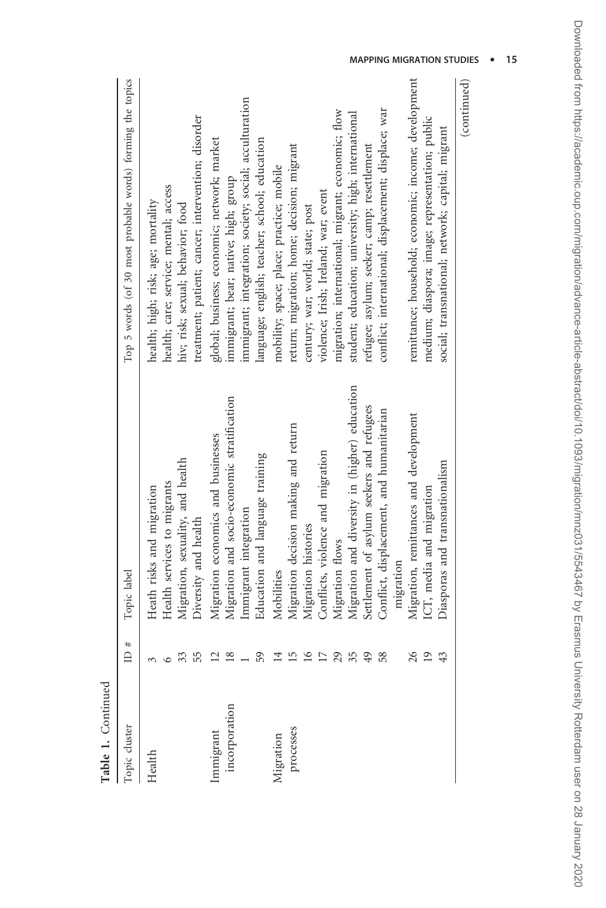**Table 1.** Continued

| Topic cluster | ID # | Topic label | Top 5 words (of 30 most probable words) forming the topics |
|---|---|---|---|
| Health | 3 | Heath risks and migration | health; high; risk; age; mortality |
| | 6 | Health services to migrants | health; care; service; mental; access |
| | 33 | Migration, sexuality, and health | hiv; risk; sexual; behavior; food |
| | 55 | Diversity and health | treatment; patient; cancer; intervention; disorder |
| Immigrant incorporation | 12 | Migration economics and businesses | global; business; economic; network; market |
| | 18 | Migration and socio-economic stratification | immigrant; bear; native; high; group |
| | 1 | Immigrant integration | immigrant; integration; society; social; acculturation |
| | 59 | Education and language training | language; english; teacher; school; education |
| Migration processes | 14 | Mobilities | mobility; space; place; practice; mobile |
| | 15 | Migration decision making and return | return; migration; home; decision; migrant |
| | 16 | Migration histories | century; war; world; state; post |
| | 17 | Conflicts, violence and migration | violence; Irish; Ireland; war; event |
| | 29 | Migration flows | migration; international; migrant; economic; flow |
| | 35 | Migration and diversity in (higher) education | student; education; university; high; international |
| | 49 | Settlement of asylum seekers and refugees | refugee; asylum; seeker; camp; resettlement |
| | 58 | Conflict, displacement, and humanitarian migration | conflict; international; displacement; displace; war |
| | 26 | Migration, remittances and development | remittance; household; economic; income; development |
| | 19 | ICT, media and migration | medium; diaspora; image; representation; public |
| | 43 | Diasporas and transnationalism | social; transnational; network; capital; migrant |

(continued)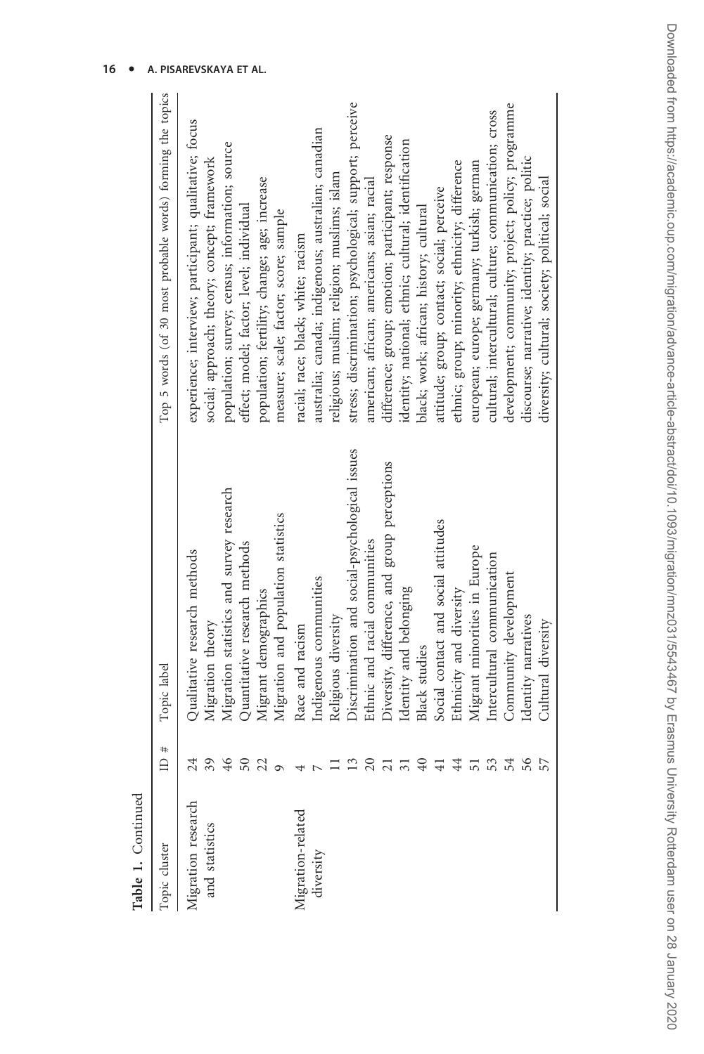**Table 1.** Continued

| Topic cluster | ID # | Topic label | Top 5 words (of 30 most probable words) forming the topics |
|---|---|---|---|
| Migration research and statistics | 24 | Qualitative research methods | experience; interview; participant; qualitative; focus |
| | 39 | Migration theory | social; approach; theory; concept; framework |
| | 46 | Migration statistics and survey research | population; survey; census; information; source |
| | 50 | Quantitative research methods | effect; model; factor; level; individual |
| | 22 | Migrant demographics | population; fertility; change; age; increase |
| | 9 | Migration and population statistics | measure; scale; factor; score; sample |
| Migration-related diversity | 4 | Race and racism | racial; race; black; white; racism |
| | 7 | Indigenous communities | australia; canada; indigenous; australian; canadian |
| | 11 | Religious diversity | religious; muslim; religion; muslims; islam |
| | 13 | Discrimination and social-psychological issues | stress; discrimination; psychological; support; perceive |
| | 20 | Ethnic and racial communities | american; african; americans; asian; racial |
| | 21 | Diversity, difference, and group perceptions | difference; group; emotion; participant; response |
| | 31 | Identity and belonging | identity; national; ethnic; cultural; identification |
| | 40 | Black studies | black; work; african; history; cultural |
| | 41 | Social contact and social attitudes | attitude; group; contact; social; perceive |
| | 44 | Ethnicity and diversity | ethnic; group; minority; ethnicity; difference |
| | 51 | Migrant minorities in Europe | european; europe; germany; turkish; german |
| | 53 | Intercultural communication | cultural; intercultural; culture; communication; cross |
| | 54 | Community development | development; community; project; policy; programme |
| | 56 | Identity narratives | discourse; narrative; identity; practice; politic |
| | 57 | Cultural diversity | diversity; cultural; society; political; social |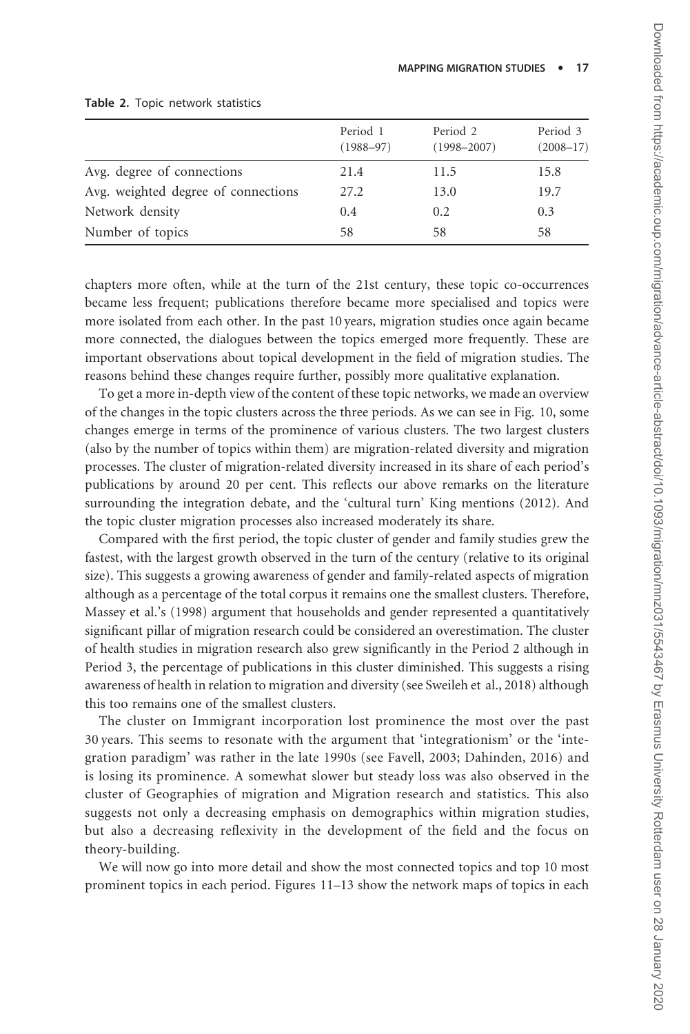**Table 2.** Topic network statistics

| | Period 1 (1988–97) | Period 2 (1998–2007) | Period 3 (2008–17) |
|---|---|---|---|
| Avg. degree of connections | 21.4 | 11.5 | 15.8 |
| Avg. weighted degree of connections | 27.2 | 13.0 | 19.7 |
| Network density | 0.4 | 0.2 | 0.3 |
| Number of topics | 58 | 58 | 58 |

chapters more often, while at the turn of the 21st century, these topic co-occurrences became less frequent; publications therefore became more specialised and topics were more isolated from each other. In the past 10 years, migration studies once again became more connected, the dialogues between the topics emerged more frequently. These are important observations about topical development in the field of migration studies. The reasons behind these changes require further, possibly more qualitative explanation.

To get a more in-depth view of the content of these topic networks, we made an overview of the changes in the topic clusters across the three periods. As we can see in Fig. 10, some changes emerge in terms of the prominence of various clusters. The two largest clusters (also by the number of topics within them) are migration-related diversity and migration processes. The cluster of migration-related diversity increased in its share of each period's publications by around 20 per cent. This reflects our above remarks on the literature surrounding the integration debate, and the 'cultural turn' King mentions (2012). And the topic cluster migration processes also increased moderately its share.

Compared with the first period, the topic cluster of gender and family studies grew the fastest, with the largest growth observed in the turn of the century (relative to its original size). This suggests a growing awareness of gender and family-related aspects of migration although as a percentage of the total corpus it remains one the smallest clusters. Therefore, Massey et al.'s (1998) argument that households and gender represented a quantitatively significant pillar of migration research could be considered an overestimation. The cluster of health studies in migration research also grew significantly in the Period 2 although in Period 3, the percentage of publications in this cluster diminished. This suggests a rising awareness of health in relation to migration and diversity (see Sweileh et al., 2018) although this too remains one of the smallest clusters.

The cluster on Immigrant incorporation lost prominence the most over the past 30 years. This seems to resonate with the argument that 'integrationism' or the 'integration paradigm' was rather in the late 1990s (see Favell, 2003; Dahinden, 2016) and is losing its prominence. A somewhat slower but steady loss was also observed in the cluster of Geographies of migration and Migration research and statistics. This also suggests not only a decreasing emphasis on demographics within migration studies, but also a decreasing reflexivity in the development of the field and the focus on theory-building.

We will now go into more detail and show the most connected topics and top 10 most prominent topics in each period. Figures 11–13 show the network maps of topics in each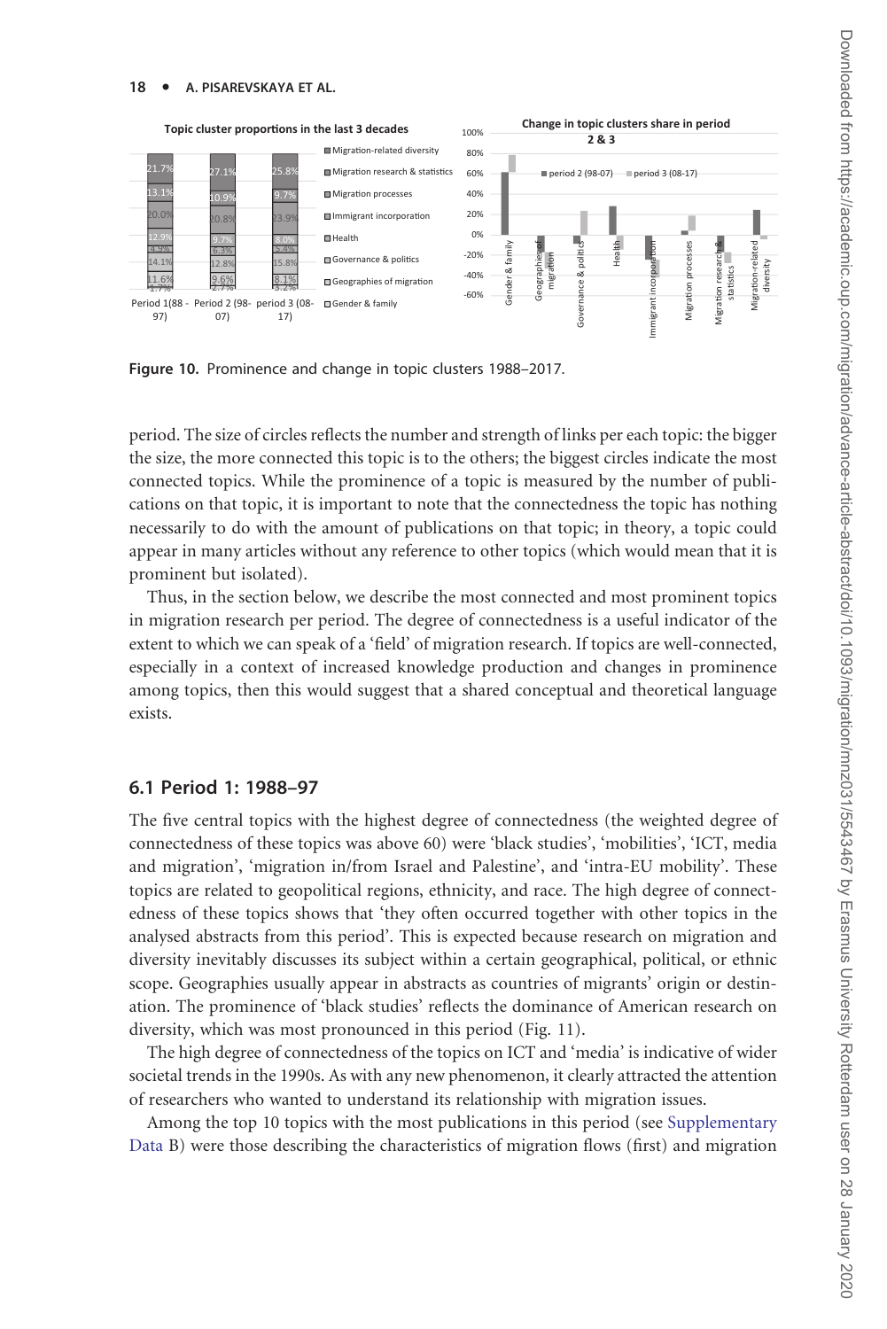Topic cluster proportions in the last 3 decades

21.7%
13.1%
20.0%
12.9%
4.3%
14.1%
11.6%
1.7%

27.1%
10.9%
20.8%
9.7%
6.3%
12.8%
9.6%
2.7%

25.8%
9.7%
23.9%
8.0%
5.4%
15.8%
8.1%
3.2%

Period 1(88 - 97)
Period 2 (98- 07)
period 3 (08- 17)

Migration-related diversity
Migration research & statistics
Migration processes
Immigrant incorporation
Health
Governance & politics
Geographies of migration
Gender & family

Change in topic clusters share in period 2 & 3

100%
80%
60%
40%
20%
0%
-20%
-40%
-60%

period 2 (98-07)
period 3 (08-17)

Gender & family
Geographies of migration
Governance & politics
Health
Immigrant incorporation
Migration processes
Migration research & statistics
Migration-related diversity

**Figure 10.** Prominence and change in topic clusters 1988–2017.

period. The size of circles reflects the number and strength of links per each topic: the bigger the size, the more connected this topic is to the others; the biggest circles indicate the most connected topics. While the prominence of a topic is measured by the number of publications on that topic, it is important to note that the connectedness the topic has nothing necessarily to do with the amount of publications on that topic; in theory, a topic could appear in many articles without any reference to other topics (which would mean that it is prominent but isolated).

Thus, in the section below, we describe the most connected and most prominent topics in migration research per period. The degree of connectedness is a useful indicator of the extent to which we can speak of a 'field' of migration research. If topics are well-connected, especially in a context of increased knowledge production and changes in prominence among topics, then this would suggest that a shared conceptual and theoretical language exists.

## 6.1 Period 1: 1988–97

The five central topics with the highest degree of connectedness (the weighted degree of connectedness of these topics was above 60) were 'black studies', 'mobilities', 'ICT, media and migration', 'migration in/from Israel and Palestine', and 'intra-EU mobility'. These topics are related to geopolitical regions, ethnicity, and race. The high degree of connectedness of these topics shows that 'they often occurred together with other topics in the analysed abstracts from this period'. This is expected because research on migration and diversity inevitably discusses its subject within a certain geographical, political, or ethnic scope. Geographies usually appear in abstracts as countries of migrants' origin or destination. The prominence of 'black studies' reflects the dominance of American research on diversity, which was most pronounced in this period (Fig. 11).

The high degree of connectedness of the topics on ICT and 'media' is indicative of wider societal trends in the 1990s. As with any new phenomenon, it clearly attracted the attention of researchers who wanted to understand its relationship with migration issues.

Among the top 10 topics with the most publications in this period (see Supplementary Data B) were those describing the characteristics of migration flows (first) and migration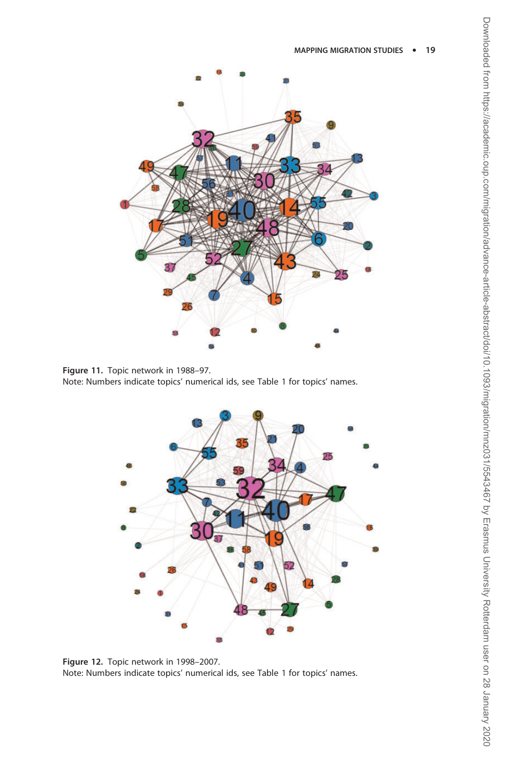Figure 11. Topic network in 1988–97.
Note: Numbers indicate topics' numerical ids, see Table 1 for topics' names.

Figure 12. Topic network in 1998–2007.
Note: Numbers indicate topics' numerical ids, see Table 1 for topics' names.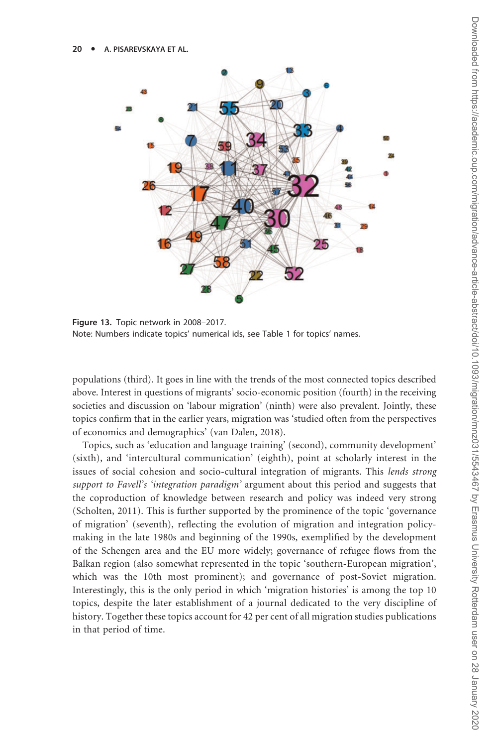Figure 13. Topic network in 2008–2017.
Note: Numbers indicate topics' numerical ids, see Table 1 for topics' names.

populations (third). It goes in line with the trends of the most connected topics described above. Interest in questions of migrants' socio-economic position (fourth) in the receiving societies and discussion on 'labour migration' (ninth) were also prevalent. Jointly, these topics confirm that in the earlier years, migration was 'studied often from the perspectives of economics and demographics' (van Dalen, 2018).

Topics, such as 'education and language training' (second), community development' (sixth), and 'intercultural communication' (eighth), point at scholarly interest in the issues of social cohesion and socio-cultural integration of migrants. This *lends strong support to Favell's 'integration paradigm'* argument about this period and suggests that the coproduction of knowledge between research and policy was indeed very strong (Scholten, 2011). This is further supported by the prominence of the topic 'governance of migration' (seventh), reflecting the evolution of migration and integration policy-making in the late 1980s and beginning of the 1990s, exemplified by the development of the Schengen area and the EU more widely; governance of refugee flows from the Balkan region (also somewhat represented in the topic 'southern-European migration', which was the 10th most prominent); and governance of post-Soviet migration. Interestingly, this is the only period in which 'migration histories' is among the top 10 topics, despite the later establishment of a journal dedicated to the very discipline of history. Together these topics account for 42 per cent of all migration studies publications in that period of time.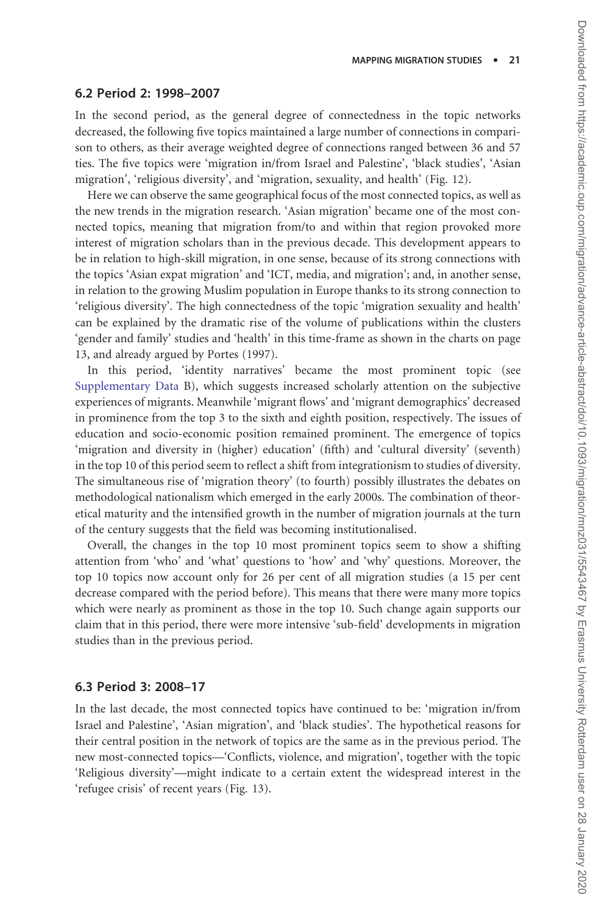### 6.2 Period 2: 1998–2007

In the second period, as the general degree of connectedness in the topic networks decreased, the following five topics maintained a large number of connections in comparison to others, as their average weighted degree of connections ranged between 36 and 57 ties. The five topics were 'migration in/from Israel and Palestine', 'black studies', 'Asian migration', 'religious diversity', and 'migration, sexuality, and health' (Fig. 12).

Here we can observe the same geographical focus of the most connected topics, as well as the new trends in the migration research. 'Asian migration' became one of the most connected topics, meaning that migration from/to and within that region provoked more interest of migration scholars than in the previous decade. This development appears to be in relation to high-skill migration, in one sense, because of its strong connections with the topics 'Asian expat migration' and 'ICT, media, and migration'; and, in another sense, in relation to the growing Muslim population in Europe thanks to its strong connection to 'religious diversity'. The high connectedness of the topic 'migration sexuality and health' can be explained by the dramatic rise of the volume of publications within the clusters 'gender and family' studies and 'health' in this time-frame as shown in the charts on page 13, and already argued by Portes (1997).

In this period, 'identity narratives' became the most prominent topic (see Supplementary Data B), which suggests increased scholarly attention on the subjective experiences of migrants. Meanwhile 'migrant flows' and 'migrant demographics' decreased in prominence from the top 3 to the sixth and eighth position, respectively. The issues of education and socio-economic position remained prominent. The emergence of topics 'migration and diversity in (higher) education' (fifth) and 'cultural diversity' (seventh) in the top 10 of this period seem to reflect a shift from integrationism to studies of diversity. The simultaneous rise of 'migration theory' (to fourth) possibly illustrates the debates on methodological nationalism which emerged in the early 2000s. The combination of theoretical maturity and the intensified growth in the number of migration journals at the turn of the century suggests that the field was becoming institutionalised.

Overall, the changes in the top 10 most prominent topics seem to show a shifting attention from 'who' and 'what' questions to 'how' and 'why' questions. Moreover, the top 10 topics now account only for 26 per cent of all migration studies (a 15 per cent decrease compared with the period before). This means that there were many more topics which were nearly as prominent as those in the top 10. Such change again supports our claim that in this period, there were more intensive 'sub-field' developments in migration studies than in the previous period.

### 6.3 Period 3: 2008–17

In the last decade, the most connected topics have continued to be: 'migration in/from Israel and Palestine', 'Asian migration', and 'black studies'. The hypothetical reasons for their central position in the network of topics are the same as in the previous period. The new most-connected topics—'Conflicts, violence, and migration', together with the topic 'Religious diversity'—might indicate to a certain extent the widespread interest in the 'refugee crisis' of recent years (Fig. 13).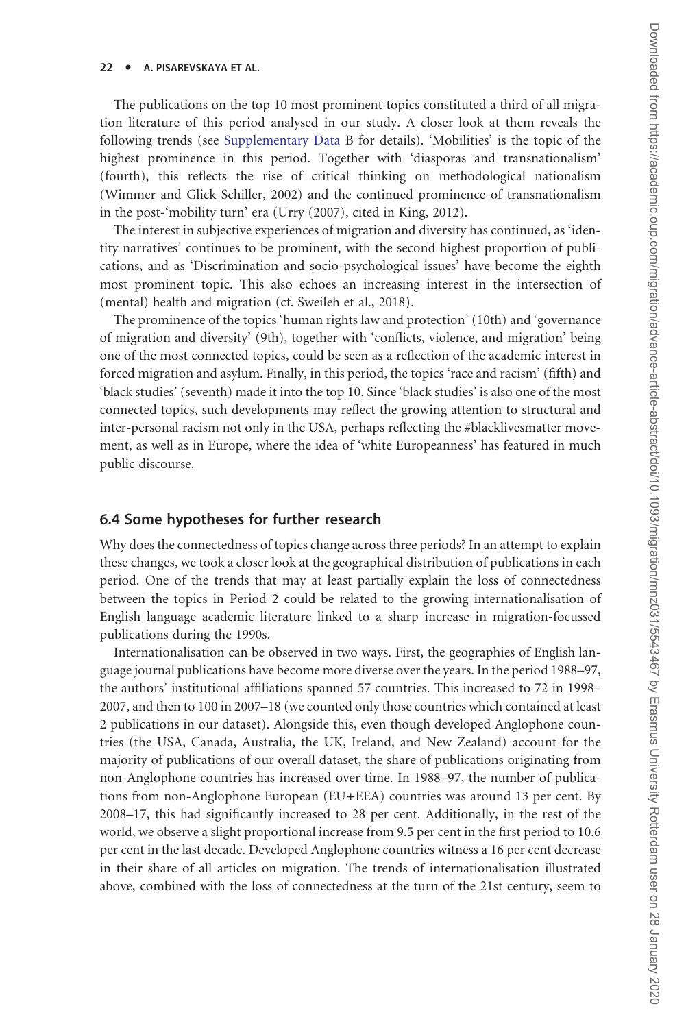The publications on the top 10 most prominent topics constituted a third of all migration literature of this period analysed in our study. A closer look at them reveals the following trends (see Supplementary Data B for details). 'Mobilities' is the topic of the highest prominence in this period. Together with 'diasporas and transnationalism' (fourth), this reflects the rise of critical thinking on methodological nationalism (Wimmer and Glick Schiller, 2002) and the continued prominence of transnationalism in the post-'mobility turn' era (Urry (2007), cited in King, 2012).

The interest in subjective experiences of migration and diversity has continued, as 'identity narratives' continues to be prominent, with the second highest proportion of publications, and as 'Discrimination and socio-psychological issues' have become the eighth most prominent topic. This also echoes an increasing interest in the intersection of (mental) health and migration (cf. Sweileh et al., 2018).

The prominence of the topics 'human rights law and protection' (10th) and 'governance of migration and diversity' (9th), together with 'conflicts, violence, and migration' being one of the most connected topics, could be seen as a reflection of the academic interest in forced migration and asylum. Finally, in this period, the topics 'race and racism' (fifth) and 'black studies' (seventh) made it into the top 10. Since 'black studies' is also one of the most connected topics, such developments may reflect the growing attention to structural and inter-personal racism not only in the USA, perhaps reflecting the #blacklivesmatter movement, as well as in Europe, where the idea of 'white Europeanness' has featured in much public discourse.

### 6.4 Some hypotheses for further research

Why does the connectedness of topics change across three periods? In an attempt to explain these changes, we took a closer look at the geographical distribution of publications in each period. One of the trends that may at least partially explain the loss of connectedness between the topics in Period 2 could be related to the growing internationalisation of English language academic literature linked to a sharp increase in migration-focussed publications during the 1990s.

Internationalisation can be observed in two ways. First, the geographies of English language journal publications have become more diverse over the years. In the period 1988–97, the authors' institutional affiliations spanned 57 countries. This increased to 72 in 1998–2007, and then to 100 in 2007–18 (we counted only those countries which contained at least 2 publications in our dataset). Alongside this, even though developed Anglophone countries (the USA, Canada, Australia, the UK, Ireland, and New Zealand) account for the majority of publications of our overall dataset, the share of publications originating from non-Anglophone countries has increased over time. In 1988–97, the number of publications from non-Anglophone European (EU+EEA) countries was around 13 per cent. By 2008–17, this had significantly increased to 28 per cent. Additionally, in the rest of the world, we observe a slight proportional increase from 9.5 per cent in the first period to 10.6 per cent in the last decade. Developed Anglophone countries witness a 16 per cent decrease in their share of all articles on migration. The trends of internationalisation illustrated above, combined with the loss of connectedness at the turn of the 21st century, seem to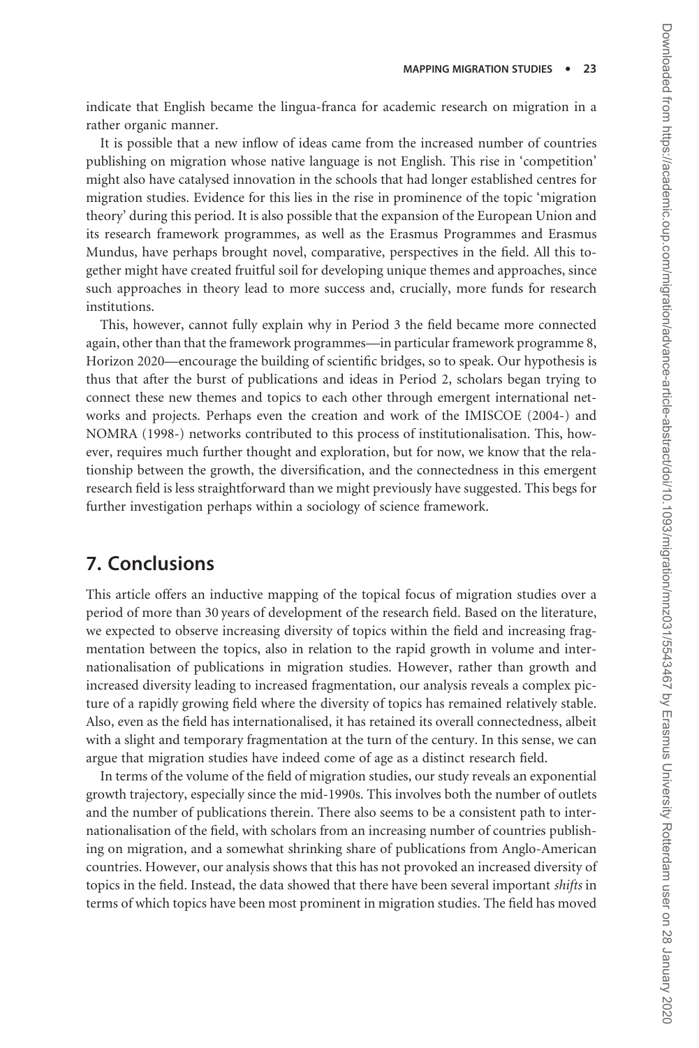indicate that English became the lingua-franca for academic research on migration in a rather organic manner.

It is possible that a new inflow of ideas came from the increased number of countries publishing on migration whose native language is not English. This rise in 'competition' might also have catalysed innovation in the schools that had longer established centres for migration studies. Evidence for this lies in the rise in prominence of the topic 'migration theory' during this period. It is also possible that the expansion of the European Union and its research framework programmes, as well as the Erasmus Programmes and Erasmus Mundus, have perhaps brought novel, comparative, perspectives in the field. All this together might have created fruitful soil for developing unique themes and approaches, since such approaches in theory lead to more success and, crucially, more funds for research institutions.

This, however, cannot fully explain why in Period 3 the field became more connected again, other than that the framework programmes—in particular framework programme 8, Horizon 2020—encourage the building of scientific bridges, so to speak. Our hypothesis is thus that after the burst of publications and ideas in Period 2, scholars began trying to connect these new themes and topics to each other through emergent international networks and projects. Perhaps even the creation and work of the IMISCOE (2004-) and NOMRA (1998-) networks contributed to this process of institutionalisation. This, however, requires much further thought and exploration, but for now, we know that the relationship between the growth, the diversification, and the connectedness in this emergent research field is less straightforward than we might previously have suggested. This begs for further investigation perhaps within a sociology of science framework.

## 7. Conclusions

This article offers an inductive mapping of the topical focus of migration studies over a period of more than 30 years of development of the research field. Based on the literature, we expected to observe increasing diversity of topics within the field and increasing fragmentation between the topics, also in relation to the rapid growth in volume and internationalisation of publications in migration studies. However, rather than growth and increased diversity leading to increased fragmentation, our analysis reveals a complex picture of a rapidly growing field where the diversity of topics has remained relatively stable. Also, even as the field has internationalised, it has retained its overall connectedness, albeit with a slight and temporary fragmentation at the turn of the century. In this sense, we can argue that migration studies have indeed come of age as a distinct research field.

In terms of the volume of the field of migration studies, our study reveals an exponential growth trajectory, especially since the mid-1990s. This involves both the number of outlets and the number of publications therein. There also seems to be a consistent path to internationalisation of the field, with scholars from an increasing number of countries publishing on migration, and a somewhat shrinking share of publications from Anglo-American countries. However, our analysis shows that this has not provoked an increased diversity of topics in the field. Instead, the data showed that there have been several important *shifts* in terms of which topics have been most prominent in migration studies. The field has moved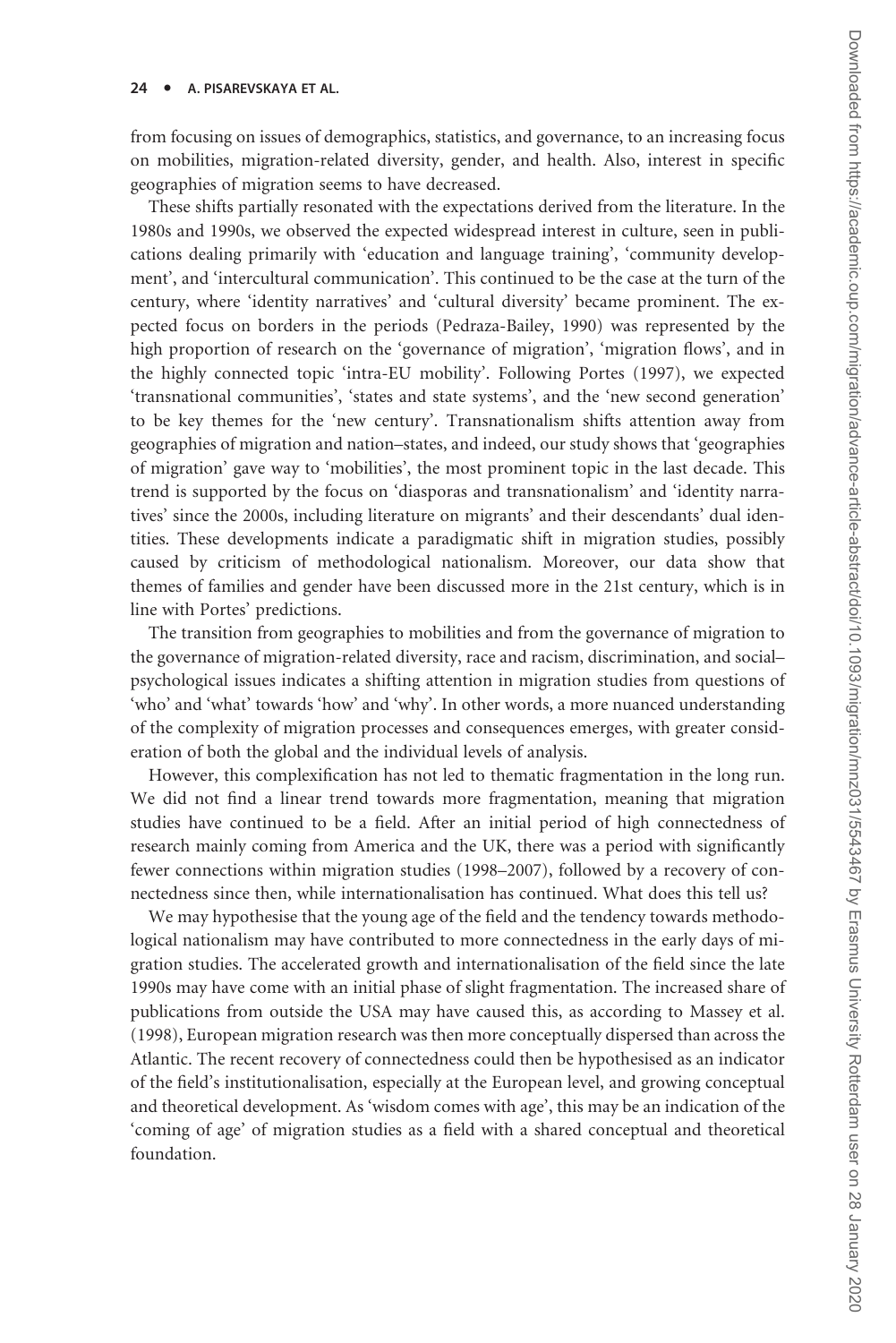from focusing on issues of demographics, statistics, and governance, to an increasing focus on mobilities, migration-related diversity, gender, and health. Also, interest in specific geographies of migration seems to have decreased.

These shifts partially resonated with the expectations derived from the literature. In the 1980s and 1990s, we observed the expected widespread interest in culture, seen in publications dealing primarily with 'education and language training', 'community development', and 'intercultural communication'. This continued to be the case at the turn of the century, where 'identity narratives' and 'cultural diversity' became prominent. The expected focus on borders in the periods (Pedraza-Bailey, 1990) was represented by the high proportion of research on the 'governance of migration', 'migration flows', and in the highly connected topic 'intra-EU mobility'. Following Portes (1997), we expected 'transnational communities', 'states and state systems', and the 'new second generation' to be key themes for the 'new century'. Transnationalism shifts attention away from geographies of migration and nation–states, and indeed, our study shows that 'geographies of migration' gave way to 'mobilities', the most prominent topic in the last decade. This trend is supported by the focus on 'diasporas and transnationalism' and 'identity narratives' since the 2000s, including literature on migrants' and their descendants' dual identities. These developments indicate a paradigmatic shift in migration studies, possibly caused by criticism of methodological nationalism. Moreover, our data show that themes of families and gender have been discussed more in the 21st century, which is in line with Portes' predictions.

The transition from geographies to mobilities and from the governance of migration to the governance of migration-related diversity, race and racism, discrimination, and social–psychological issues indicates a shifting attention in migration studies from questions of 'who' and 'what' towards 'how' and 'why'. In other words, a more nuanced understanding of the complexity of migration processes and consequences emerges, with greater consideration of both the global and the individual levels of analysis.

However, this complexification has not led to thematic fragmentation in the long run. We did not find a linear trend towards more fragmentation, meaning that migration studies have continued to be a field. After an initial period of high connectedness of research mainly coming from America and the UK, there was a period with significantly fewer connections within migration studies (1998–2007), followed by a recovery of connectedness since then, while internationalisation has continued. What does this tell us?

We may hypothesise that the young age of the field and the tendency towards methodological nationalism may have contributed to more connectedness in the early days of migration studies. The accelerated growth and internationalisation of the field since the late 1990s may have come with an initial phase of slight fragmentation. The increased share of publications from outside the USA may have caused this, as according to Massey et al. (1998), European migration research was then more conceptually dispersed than across the Atlantic. The recent recovery of connectedness could then be hypothesised as an indicator of the field's institutionalisation, especially at the European level, and growing conceptual and theoretical development. As 'wisdom comes with age', this may be an indication of the 'coming of age' of migration studies as a field with a shared conceptual and theoretical foundation.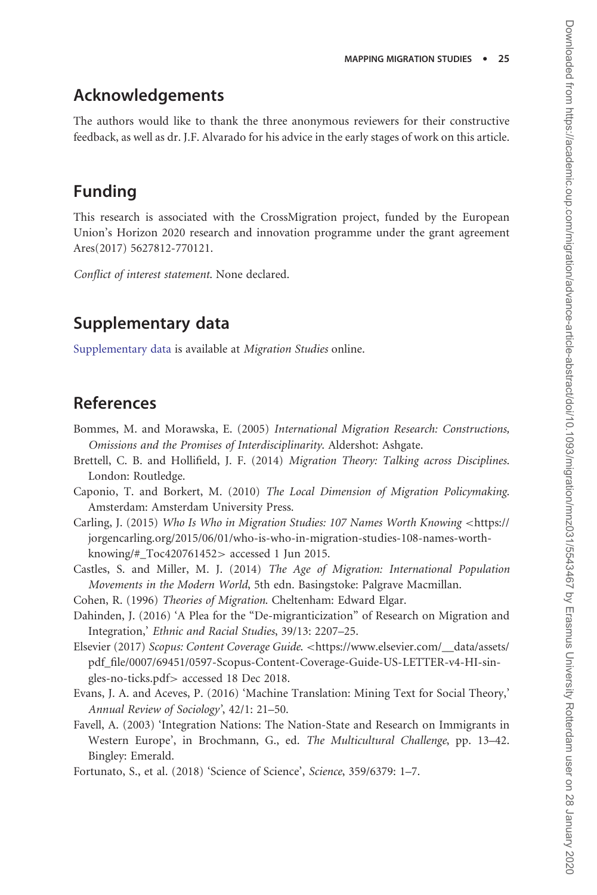## Acknowledgements

The authors would like to thank the three anonymous reviewers for their constructive feedback, as well as dr. J.F. Alvarado for his advice in the early stages of work on this article.

## Funding

This research is associated with the CrossMigration project, funded by the European Union's Horizon 2020 research and innovation programme under the grant agreement Ares(2017) 5627812-770121.

*Conflict of interest statement.* None declared.

## Supplementary data

Supplementary data is available at *Migration Studies* online.

## References

Bommes, M. and Morawska, E. (2005) *International Migration Research: Constructions, Omissions and the Promises of Interdisciplinarity*. Aldershot: Ashgate.

Brettell, C. B. and Hollifield, J. F. (2014) *Migration Theory: Talking across Disciplines*. London: Routledge.

Caponio, T. and Borkert, M. (2010) *The Local Dimension of Migration Policymaking*. Amsterdam: Amsterdam University Press.

Carling, J. (2015) *Who Is Who in Migration Studies: 107 Names Worth Knowing* <https://jorgencarling.org/2015/06/01/who-is-who-in-migration-studies-108-names-worth-knowing/#_Toc420761452> accessed 1 Jun 2015.

Castles, S. and Miller, M. J. (2014) *The Age of Migration: International Population Movements in the Modern World*, 5th edn. Basingstoke: Palgrave Macmillan.

Cohen, R. (1996) *Theories of Migration*. Cheltenham: Edward Elgar.

Dahinden, J. (2016) 'A Plea for the "De-migranticization" of Research on Migration and Integration,' *Ethnic and Racial Studies*, 39/13: 2207–25.

Elsevier (2017) *Scopus: Content Coverage Guide*. <https://www.elsevier.com/__data/assets/pdf_file/0007/69451/0597-Scopus-Content-Coverage-Guide-US-LETTER-v4-HI-singles-no-ticks.pdf> accessed 18 Dec 2018.

Evans, J. A. and Aceves, P. (2016) 'Machine Translation: Mining Text for Social Theory,' *Annual Review of Sociology*', 42/1: 21–50.

Favell, A. (2003) 'Integration Nations: The Nation-State and Research on Immigrants in Western Europe', in Brochmann, G., ed. *The Multicultural Challenge*, pp. 13–42. Bingley: Emerald.

Fortunato, S., et al. (2018) 'Science of Science', *Science*, 359/6379: 1–7.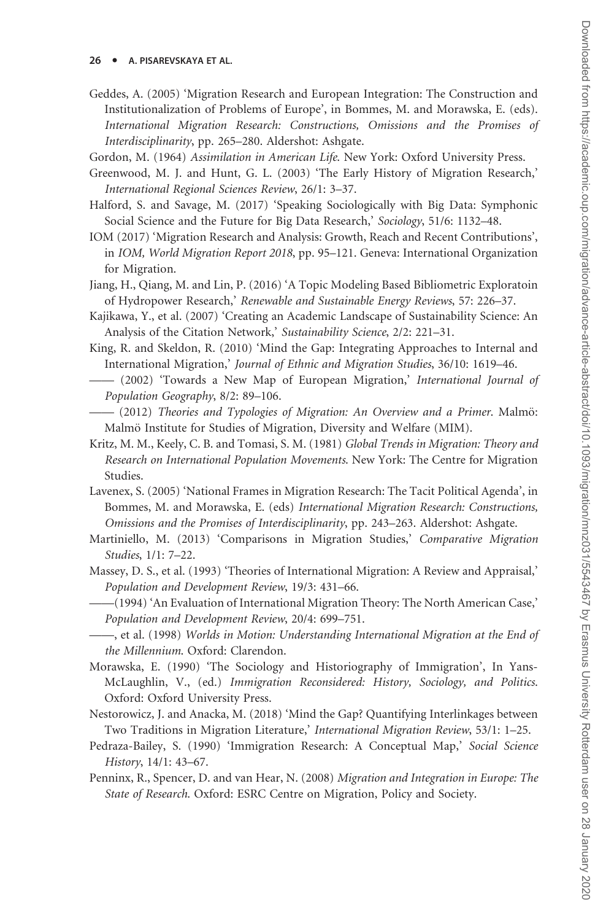Geddes, A. (2005) 'Migration Research and European Integration: The Construction and Institutionalization of Problems of Europe', in Bommes, M. and Morawska, E. (eds). *International Migration Research: Constructions, Omissions and the Promises of Interdisciplinarity*, pp. 265–280. Aldershot: Ashgate.

Gordon, M. (1964) *Assimilation in American Life*. New York: Oxford University Press.

Greenwood, M. J. and Hunt, G. L. (2003) 'The Early History of Migration Research,' *International Regional Sciences Review*, 26/1: 3–37.

Halford, S. and Savage, M. (2017) 'Speaking Sociologically with Big Data: Symphonic Social Science and the Future for Big Data Research,' *Sociology*, 51/6: 1132–48.

IOM (2017) 'Migration Research and Analysis: Growth, Reach and Recent Contributions', in *IOM, World Migration Report 2018*, pp. 95–121. Geneva: International Organization for Migration.

Jiang, H., Qiang, M. and Lin, P. (2016) 'A Topic Modeling Based Bibliometric Exploratoin of Hydropower Research,' *Renewable and Sustainable Energy Reviews*, 57: 226–37.

Kajikawa, Y., et al. (2007) 'Creating an Academic Landscape of Sustainability Science: An Analysis of the Citation Network,' *Sustainability Science*, 2/2: 221–31.

King, R. and Skeldon, R. (2010) 'Mind the Gap: Integrating Approaches to Internal and International Migration,' *Journal of Ethnic and Migration Studies*, 36/10: 1619–46.

—— (2002) 'Towards a New Map of European Migration,' *International Journal of Population Geography*, 8/2: 89–106.

—— (2012) *Theories and Typologies of Migration: An Overview and a Primer*. Malmö: Malmö Institute for Studies of Migration, Diversity and Welfare (MIM).

Kritz, M. M., Keely, C. B. and Tomasi, S. M. (1981) *Global Trends in Migration: Theory and Research on International Population Movements*. New York: The Centre for Migration Studies.

Lavenex, S. (2005) 'National Frames in Migration Research: The Tacit Political Agenda', in Bommes, M. and Morawska, E. (eds) *International Migration Research: Constructions, Omissions and the Promises of Interdisciplinarity*, pp. 243–263. Aldershot: Ashgate.

Martiniello, M. (2013) 'Comparisons in Migration Studies,' *Comparative Migration Studies*, 1/1: 7–22.

Massey, D. S., et al. (1993) 'Theories of International Migration: A Review and Appraisal,' *Population and Development Review*, 19/3: 431–66.

——(1994) 'An Evaluation of International Migration Theory: The North American Case,' *Population and Development Review*, 20/4: 699–751.

——, et al. (1998) *Worlds in Motion: Understanding International Migration at the End of the Millennium*. Oxford: Clarendon.

Morawska, E. (1990) 'The Sociology and Historiography of Immigration', In Yans-McLaughlin, V., (ed.) *Immigration Reconsidered: History, Sociology, and Politics*. Oxford: Oxford University Press.

Nestorowicz, J. and Anacka, M. (2018) 'Mind the Gap? Quantifying Interlinkages between Two Traditions in Migration Literature,' *International Migration Review*, 53/1: 1–25.

Pedraza-Bailey, S. (1990) 'Immigration Research: A Conceptual Map,' *Social Science History*, 14/1: 43–67.

Penninx, R., Spencer, D. and van Hear, N. (2008) *Migration and Integration in Europe: The State of Research*. Oxford: ESRC Centre on Migration, Policy and Society.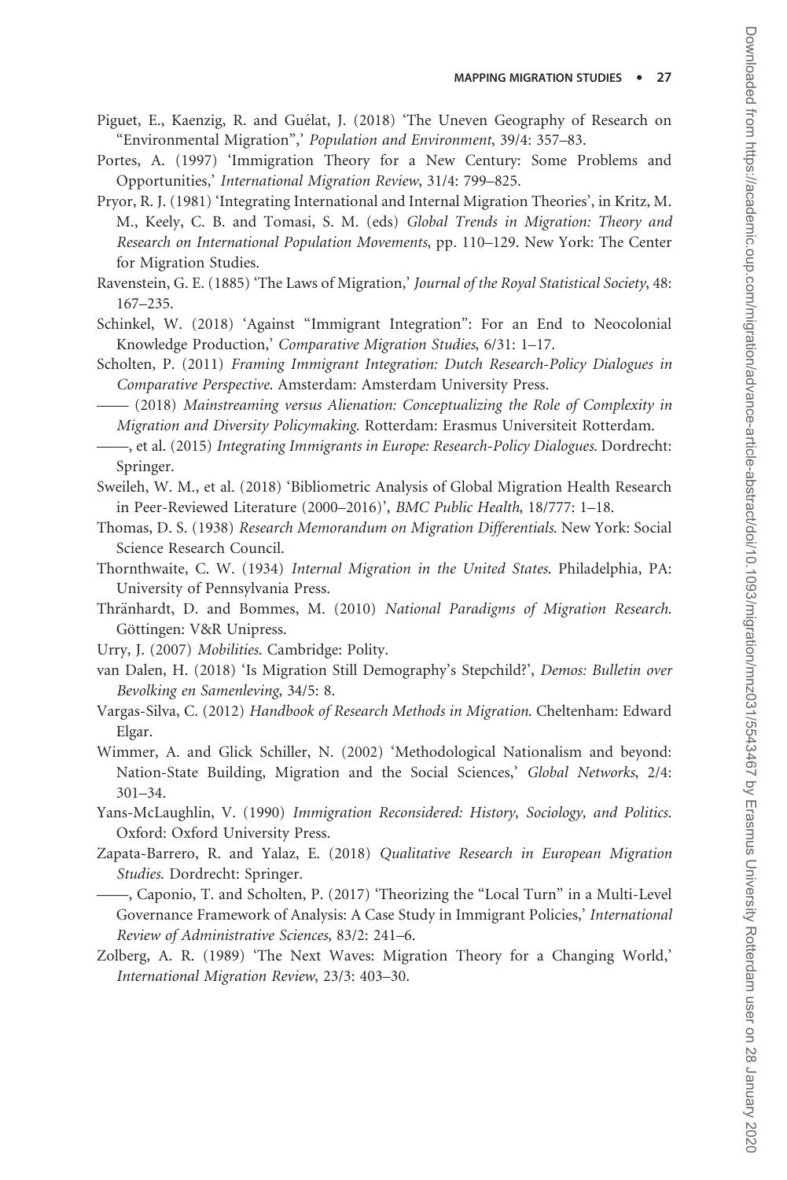Piguet, E., Kaenzig, R. and Guélat, J. (2018) 'The Uneven Geography of Research on "Environmental Migration",' *Population and Environment*, 39/4: 357–83.

Portes, A. (1997) 'Immigration Theory for a New Century: Some Problems and Opportunities,' *International Migration Review*, 31/4: 799–825.

Pryor, R. J. (1981) 'Integrating International and Internal Migration Theories', in Kritz, M. M., Keely, C. B. and Tomasi, S. M. (eds) *Global Trends in Migration: Theory and Research on International Population Movements*, pp. 110–129. New York: The Center for Migration Studies.

Ravenstein, G. E. (1885) 'The Laws of Migration,' *Journal of the Royal Statistical Society*, 48: 167–235.

Schinkel, W. (2018) 'Against "Immigrant Integration": For an End to Neocolonial Knowledge Production,' *Comparative Migration Studies*, 6/31: 1–17.

Scholten, P. (2011) *Framing Immigrant Integration: Dutch Research-Policy Dialogues in Comparative Perspective*. Amsterdam: Amsterdam University Press.

—— (2018) *Mainstreaming versus Alienation: Conceptualizing the Role of Complexity in Migration and Diversity Policymaking*. Rotterdam: Erasmus Universiteit Rotterdam.

——, et al. (2015) *Integrating Immigrants in Europe: Research-Policy Dialogues*. Dordrecht: Springer.

Sweileh, W. M., et al. (2018) 'Bibliometric Analysis of Global Migration Health Research in Peer-Reviewed Literature (2000–2016)', *BMC Public Health*, 18/777: 1–18.

Thomas, D. S. (1938) *Research Memorandum on Migration Differentials*. New York: Social Science Research Council.

Thornthwaite, C. W. (1934) *Internal Migration in the United States*. Philadelphia, PA: University of Pennsylvania Press.

Thränhardt, D. and Bommes, M. (2010) *National Paradigms of Migration Research*. Göttingen: V&R Unipress.

Urry, J. (2007) *Mobilities*. Cambridge: Polity.

van Dalen, H. (2018) 'Is Migration Still Demography's Stepchild?', *Demos: Bulletin over Bevolking en Samenleving*, 34/5: 8.

Vargas-Silva, C. (2012) *Handbook of Research Methods in Migration*. Cheltenham: Edward Elgar.

Wimmer, A. and Glick Schiller, N. (2002) 'Methodological Nationalism and beyond: Nation-State Building, Migration and the Social Sciences,' *Global Networks*, 2/4: 301–34.

Yans-McLaughlin, V. (1990) *Immigration Reconsidered: History, Sociology, and Politics*. Oxford: Oxford University Press.

Zapata-Barrero, R. and Yalaz, E. (2018) *Qualitative Research in European Migration Studies*. Dordrecht: Springer.

——, Caponio, T. and Scholten, P. (2017) 'Theorizing the "Local Turn" in a Multi-Level Governance Framework of Analysis: A Case Study in Immigrant Policies,' *International Review of Administrative Sciences*, 83/2: 241–6.

Zolberg, A. R. (1989) 'The Next Waves: Migration Theory for a Changing World,' *International Migration Review*, 23/3: 403–30.